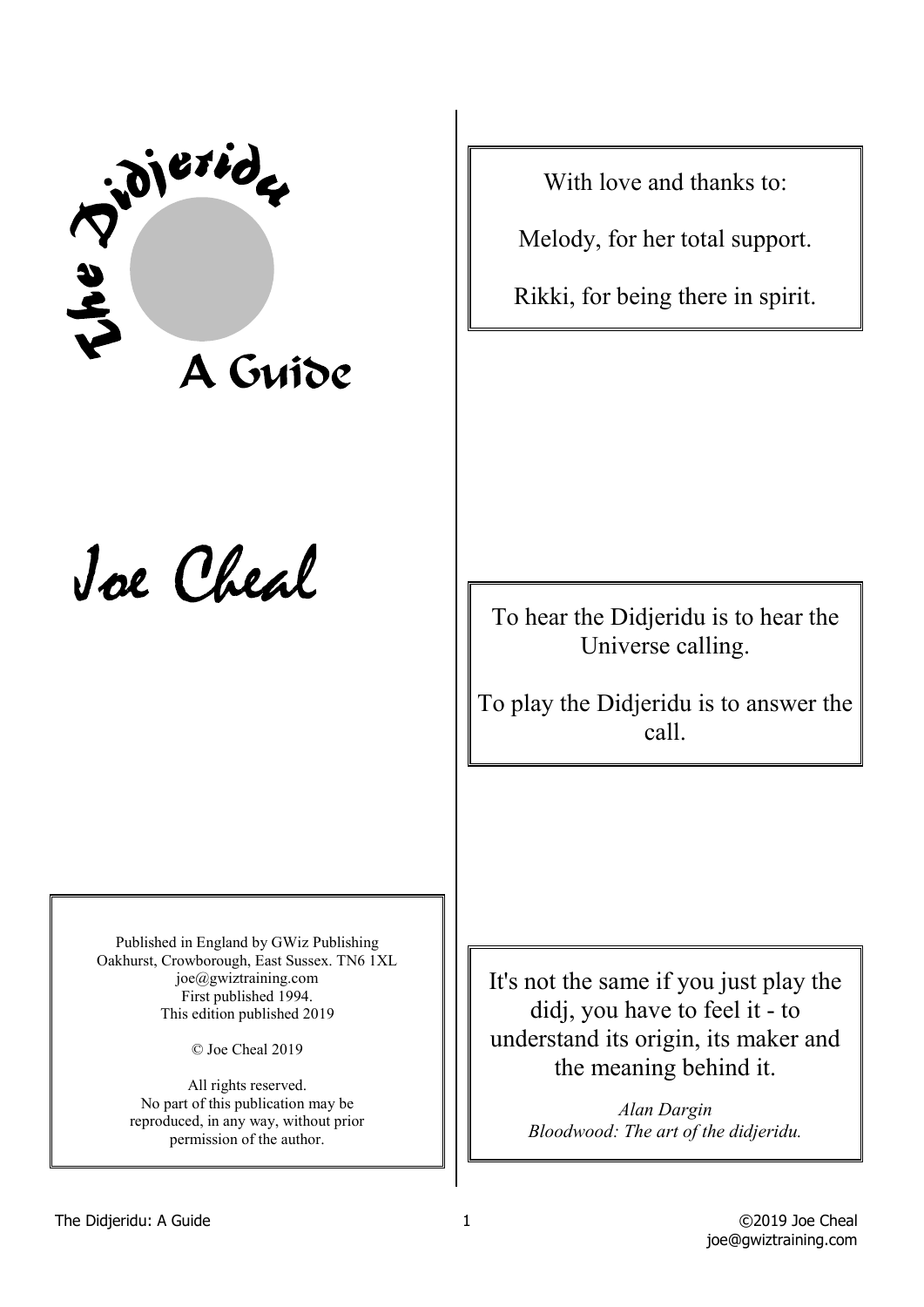# The Didjeridu

## A Guide

Joe Cheal

Published in England by GWiz Publishing
Oakhurst, Crowborough, East Sussex. TN6 1XL
joe@gwiztraining.com
First published 1994.
This edition published 2019

© Joe Cheal 2019

All rights reserved.
No part of this publication may be reproduced, in any way, without prior permission of the author.

With love and thanks to:

Melody, for her total support.

Rikki, for being there in spirit.

To hear the Didjeridu is to hear the Universe calling.

To play the Didjeridu is to answer the call.

It's not the same if you just play the didj, you have to feel it - to understand its origin, its maker and the meaning behind it.

*Alan Dargin*
*Bloodwood: The art of the didjeridu.*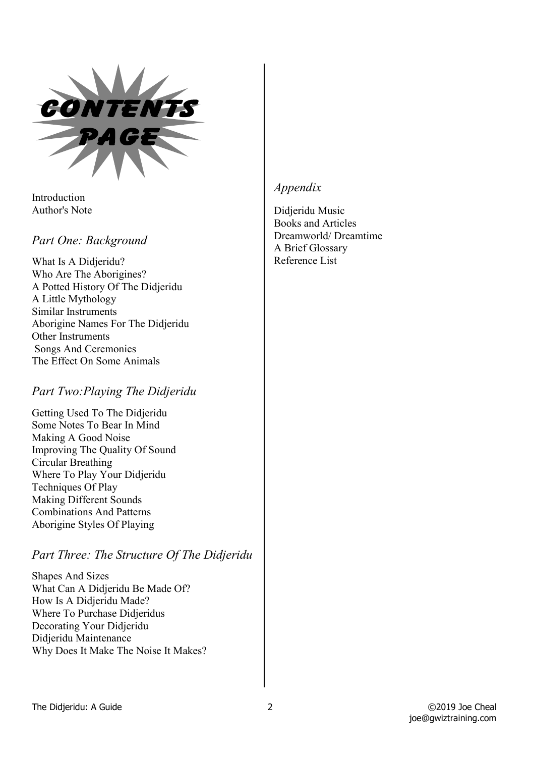# CONTENTS PAGE

Introduction
Author's Note

## *Part One: Background*

What Is A Didjeridu?
Who Are The Aborigines?
A Potted History Of The Didjeridu
A Little Mythology
Similar Instruments
Aborigine Names For The Didjeridu
Other Instruments
Songs And Ceremonies
The Effect On Some Animals

## *Part Two:Playing The Didjeridu*

Getting Used To The Didjeridu
Some Notes To Bear In Mind
Making A Good Noise
Improving The Quality Of Sound
Circular Breathing
Where To Play Your Didjeridu
Techniques Of Play
Making Different Sounds
Combinations And Patterns
Aborigine Styles Of Playing

## *Part Three: The Structure Of The Didjeridu*

Shapes And Sizes
What Can A Didjeridu Be Made Of?
How Is A Didjeridu Made?
Where To Purchase Didjeridus
Decorating Your Didjeridu
Didjeridu Maintenance
Why Does It Make The Noise It Makes?

## *Appendix*

Didjeridu Music
Books and Articles
Dreamworld/ Dreamtime
A Brief Glossary
Reference List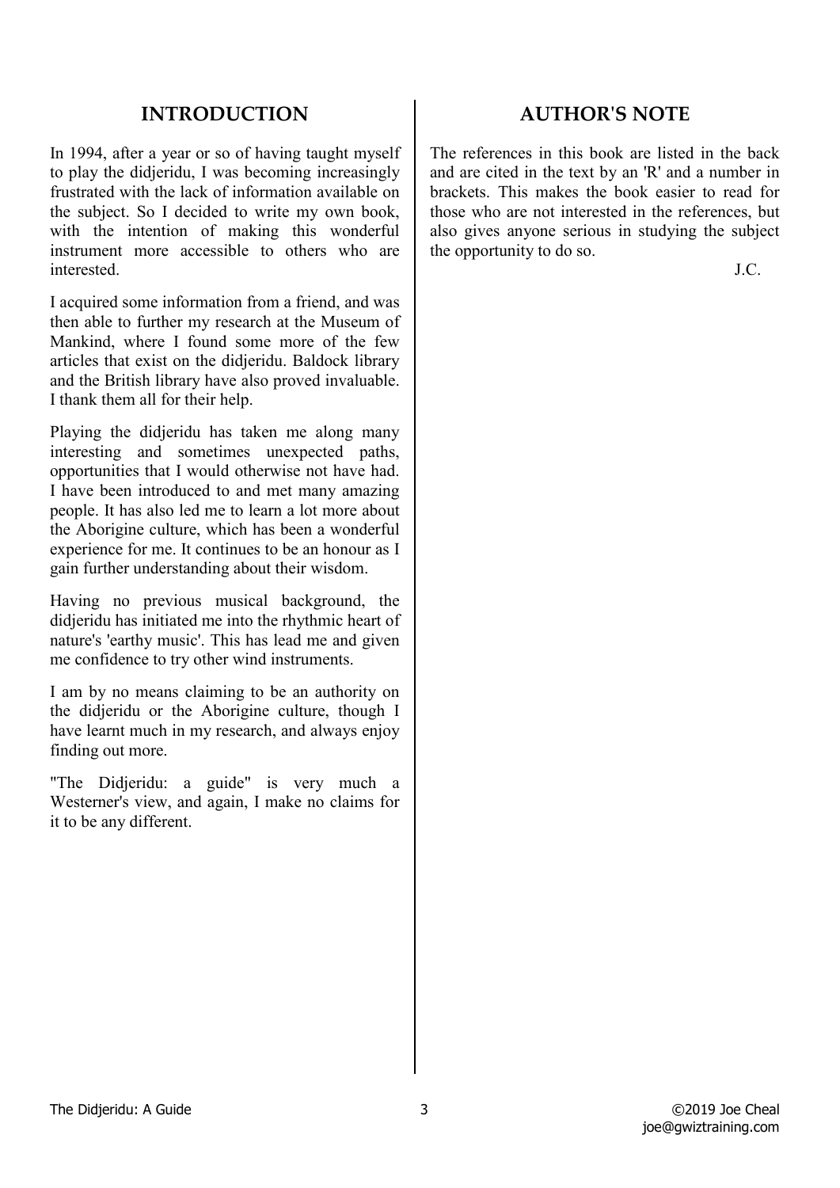## INTRODUCTION

In 1994, after a year or so of having taught myself to play the didjeridu, I was becoming increasingly frustrated with the lack of information available on the subject. So I decided to write my own book, with the intention of making this wonderful instrument more accessible to others who are interested.

I acquired some information from a friend, and was then able to further my research at the Museum of Mankind, where I found some more of the few articles that exist on the didjeridu. Baldock library and the British library have also proved invaluable. I thank them all for their help.

Playing the didjeridu has taken me along many interesting and sometimes unexpected paths, opportunities that I would otherwise not have had. I have been introduced to and met many amazing people. It has also led me to learn a lot more about the Aborigine culture, which has been a wonderful experience for me. It continues to be an honour as I gain further understanding about their wisdom.

Having no previous musical background, the didjeridu has initiated me into the rhythmic heart of nature's 'earthy music'. This has lead me and given me confidence to try other wind instruments.

I am by no means claiming to be an authority on the didjeridu or the Aborigine culture, though I have learnt much in my research, and always enjoy finding out more.

"The Didjeridu: a guide" is very much a Westerner's view, and again, I make no claims for it to be any different.

## AUTHOR'S NOTE

The references in this book are listed in the back and are cited in the text by an 'R' and a number in brackets. This makes the book easier to read for those who are not interested in the references, but also gives anyone serious in studying the subject the opportunity to do so.

J.C.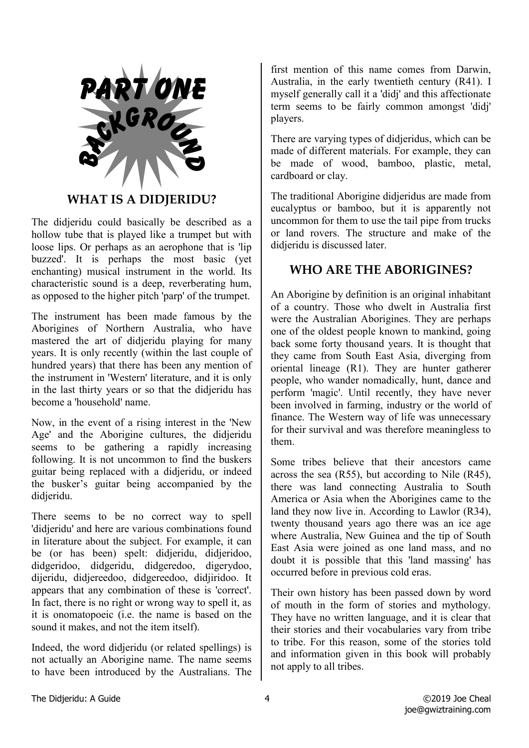# PART ONE

# BACKGROUND

## WHAT IS A DIDJERIDU?

The didjeridu could basically be described as a hollow tube that is played like a trumpet but with loose lips. Or perhaps as an aerophone that is 'lip buzzed'. It is perhaps the most basic (yet enchanting) musical instrument in the world. Its characteristic sound is a deep, reverberating hum, as opposed to the higher pitch 'parp' of the trumpet.

The instrument has been made famous by the Aborigines of Northern Australia, who have mastered the art of didjeridu playing for many years. It is only recently (within the last couple of hundred years) that there has been any mention of the instrument in 'Western' literature, and it is only in the last thirty years or so that the didjeridu has become a 'household' name.

Now, in the event of a rising interest in the 'New Age' and the Aborigine cultures, the didjeridu seems to be gathering a rapidly increasing following. It is not uncommon to find the buskers guitar being replaced with a didjeridu, or indeed the busker's guitar being accompanied by the didjeridu.

There seems to be no correct way to spell 'didjeridu' and here are various combinations found in literature about the subject. For example, it can be (or has been) spelt: didjeridu, didjeridoo, didgeridoo, didgeridu, didgeredoo, digerydoo, dijeridu, didjereedoo, didgereedoo, didjiridoo. It appears that any combination of these is 'correct'. In fact, there is no right or wrong way to spell it, as it is onomatopoeic (i.e. the name is based on the sound it makes, and not the item itself).

Indeed, the word didjeridu (or related spellings) is not actually an Aborigine name. The name seems to have been introduced by the Australians. The first mention of this name comes from Darwin, Australia, in the early twentieth century (R41). I myself generally call it a 'didj' and this affectionate term seems to be fairly common amongst 'didj' players.

There are varying types of didjeridus, which can be made of different materials. For example, they can be made of wood, bamboo, plastic, metal, cardboard or clay.

The traditional Aborigine didjeridus are made from eucalyptus or bamboo, but it is apparently not uncommon for them to use the tail pipe from trucks or land rovers. The structure and make of the didjeridu is discussed later.

## WHO ARE THE ABORIGINES?

An Aborigine by definition is an original inhabitant of a country. Those who dwelt in Australia first were the Australian Aborigines. They are perhaps one of the oldest people known to mankind, going back some forty thousand years. It is thought that they came from South East Asia, diverging from oriental lineage (R1). They are hunter gatherer people, who wander nomadically, hunt, dance and perform 'magic'. Until recently, they have never been involved in farming, industry or the world of finance. The Western way of life was unnecessary for their survival and was therefore meaningless to them.

Some tribes believe that their ancestors came across the sea (R55), but according to Nile (R45), there was land connecting Australia to South America or Asia when the Aborigines came to the land they now live in. According to Lawlor (R34), twenty thousand years ago there was an ice age where Australia, New Guinea and the tip of South East Asia were joined as one land mass, and no doubt it is possible that this 'land massing' has occurred before in previous cold eras.

Their own history has been passed down by word of mouth in the form of stories and mythology. They have no written language, and it is clear that their stories and their vocabularies vary from tribe to tribe. For this reason, some of the stories told and information given in this book will probably not apply to all tribes.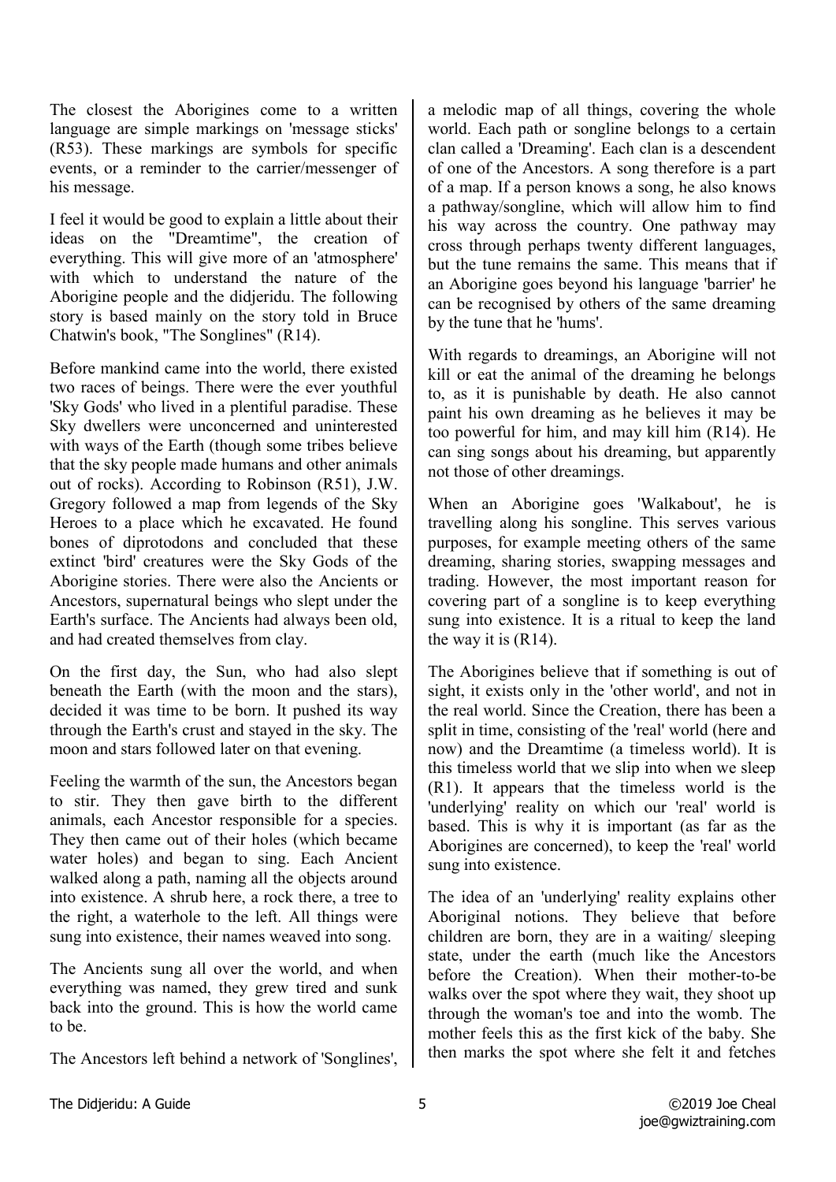The closest the Aborigines come to a written language are simple markings on 'message sticks' (R53). These markings are symbols for specific events, or a reminder to the carrier/messenger of his message.

I feel it would be good to explain a little about their ideas on the "Dreamtime", the creation of everything. This will give more of an 'atmosphere' with which to understand the nature of the Aborigine people and the didjeridu. The following story is based mainly on the story told in Bruce Chatwin's book, "The Songlines" (R14).

Before mankind came into the world, there existed two races of beings. There were the ever youthful 'Sky Gods' who lived in a plentiful paradise. These Sky dwellers were unconcerned and uninterested with ways of the Earth (though some tribes believe that the sky people made humans and other animals out of rocks). According to Robinson (R51), J.W. Gregory followed a map from legends of the Sky Heroes to a place which he excavated. He found bones of diprotodons and concluded that these extinct 'bird' creatures were the Sky Gods of the Aborigine stories. There were also the Ancients or Ancestors, supernatural beings who slept under the Earth's surface. The Ancients had always been old, and had created themselves from clay.

On the first day, the Sun, who had also slept beneath the Earth (with the moon and the stars), decided it was time to be born. It pushed its way through the Earth's crust and stayed in the sky. The moon and stars followed later on that evening.

Feeling the warmth of the sun, the Ancestors began to stir. They then gave birth to the different animals, each Ancestor responsible for a species. They then came out of their holes (which became water holes) and began to sing. Each Ancient walked along a path, naming all the objects around into existence. A shrub here, a rock there, a tree to the right, a waterhole to the left. All things were sung into existence, their names weaved into song.

The Ancients sung all over the world, and when everything was named, they grew tired and sunk back into the ground. This is how the world came to be.

The Ancestors left behind a network of 'Songlines', a melodic map of all things, covering the whole world. Each path or songline belongs to a certain clan called a 'Dreaming'. Each clan is a descendent of one of the Ancestors. A song therefore is a part of a map. If a person knows a song, he also knows a pathway/songline, which will allow him to find his way across the country. One pathway may cross through perhaps twenty different languages, but the tune remains the same. This means that if an Aborigine goes beyond his language 'barrier' he can be recognised by others of the same dreaming by the tune that he 'hums'.

With regards to dreamings, an Aborigine will not kill or eat the animal of the dreaming he belongs to, as it is punishable by death. He also cannot paint his own dreaming as he believes it may be too powerful for him, and may kill him (R14). He can sing songs about his dreaming, but apparently not those of other dreamings.

When an Aborigine goes 'Walkabout', he is travelling along his songline. This serves various purposes, for example meeting others of the same dreaming, sharing stories, swapping messages and trading. However, the most important reason for covering part of a songline is to keep everything sung into existence. It is a ritual to keep the land the way it is (R14).

The Aborigines believe that if something is out of sight, it exists only in the 'other world', and not in the real world. Since the Creation, there has been a split in time, consisting of the 'real' world (here and now) and the Dreamtime (a timeless world). It is this timeless world that we slip into when we sleep (R1). It appears that the timeless world is the 'underlying' reality on which our 'real' world is based. This is why it is important (as far as the Aborigines are concerned), to keep the 'real' world sung into existence.

The idea of an 'underlying' reality explains other Aboriginal notions. They believe that before children are born, they are in a waiting/ sleeping state, under the earth (much like the Ancestors before the Creation). When their mother-to-be walks over the spot where they wait, they shoot up through the woman's toe and into the womb. The mother feels this as the first kick of the baby. She then marks the spot where she felt it and fetches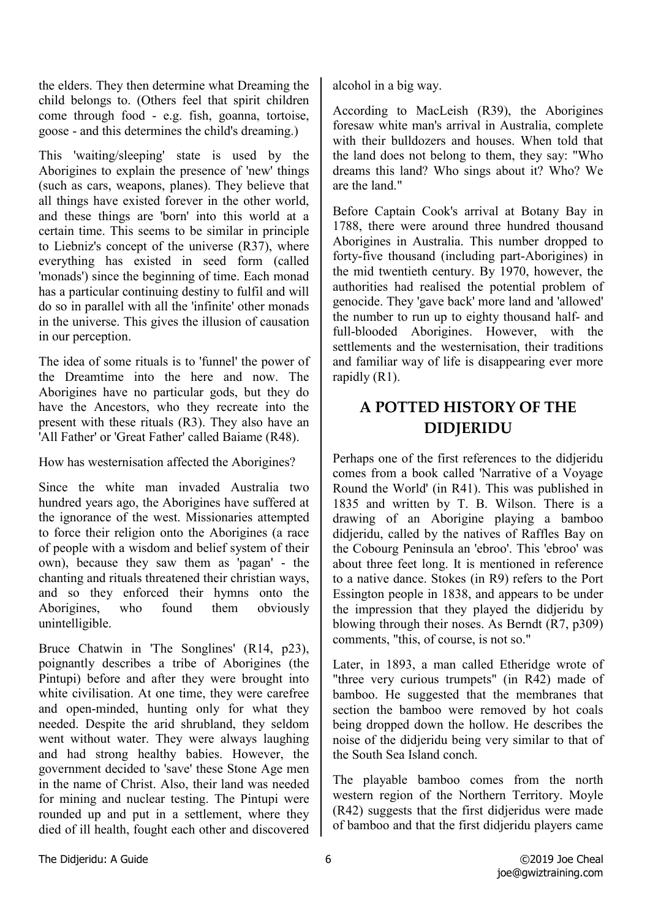the elders. They then determine what Dreaming the child belongs to. (Others feel that spirit children come through food - e.g. fish, goanna, tortoise, goose - and this determines the child's dreaming.)

This 'waiting/sleeping' state is used by the Aborigines to explain the presence of 'new' things (such as cars, weapons, planes). They believe that all things have existed forever in the other world, and these things are 'born' into this world at a certain time. This seems to be similar in principle to Liebniz's concept of the universe (R37), where everything has existed in seed form (called 'monads') since the beginning of time. Each monad has a particular continuing destiny to fulfil and will do so in parallel with all the 'infinite' other monads in the universe. This gives the illusion of causation in our perception.

The idea of some rituals is to 'funnel' the power of the Dreamtime into the here and now. The Aborigines have no particular gods, but they do have the Ancestors, who they recreate into the present with these rituals (R3). They also have an 'All Father' or 'Great Father' called Baiame (R48).

How has westernisation affected the Aborigines?

Since the white man invaded Australia two hundred years ago, the Aborigines have suffered at the ignorance of the west. Missionaries attempted to force their religion onto the Aborigines (a race of people with a wisdom and belief system of their own), because they saw them as 'pagan' - the chanting and rituals threatened their christian ways, and so they enforced their hymns onto the Aborigines, who found them obviously unintelligible.

Bruce Chatwin in 'The Songlines' (R14, p23), poignantly describes a tribe of Aborigines (the Pintupi) before and after they were brought into white civilisation. At one time, they were carefree and open-minded, hunting only for what they needed. Despite the arid shrubland, they seldom went without water. They were always laughing and had strong healthy babies. However, the government decided to 'save' these Stone Age men in the name of Christ. Also, their land was needed for mining and nuclear testing. The Pintupi were rounded up and put in a settlement, where they died of ill health, fought each other and discovered alcohol in a big way.

According to MacLeish (R39), the Aborigines foresaw white man's arrival in Australia, complete with their bulldozers and houses. When told that the land does not belong to them, they say: "Who dreams this land? Who sings about it? Who? We are the land."

Before Captain Cook's arrival at Botany Bay in 1788, there were around three hundred thousand Aborigines in Australia. This number dropped to forty-five thousand (including part-Aborigines) in the mid twentieth century. By 1970, however, the authorities had realised the potential problem of genocide. They 'gave back' more land and 'allowed' the number to run up to eighty thousand half- and full-blooded Aborigines. However, with the settlements and the westernisation, their traditions and familiar way of life is disappearing ever more rapidly (R1).

## A POTTED HISTORY OF THE DIDJERIDU

Perhaps one of the first references to the didjeridu comes from a book called 'Narrative of a Voyage Round the World' (in R41). This was published in 1835 and written by T. B. Wilson. There is a drawing of an Aborigine playing a bamboo didjeridu, called by the natives of Raffles Bay on the Cobourg Peninsula an 'ebroo'. This 'ebroo' was about three feet long. It is mentioned in reference to a native dance. Stokes (in R9) refers to the Port Essington people in 1838, and appears to be under the impression that they played the didjeridu by blowing through their noses. As Berndt (R7, p309) comments, "this, of course, is not so."

Later, in 1893, a man called Etheridge wrote of "three very curious trumpets" (in R42) made of bamboo. He suggested that the membranes that section the bamboo were removed by hot coals being dropped down the hollow. He describes the noise of the didjeridu being very similar to that of the South Sea Island conch.

The playable bamboo comes from the north western region of the Northern Territory. Moyle (R42) suggests that the first didjeridus were made of bamboo and that the first didjeridu players came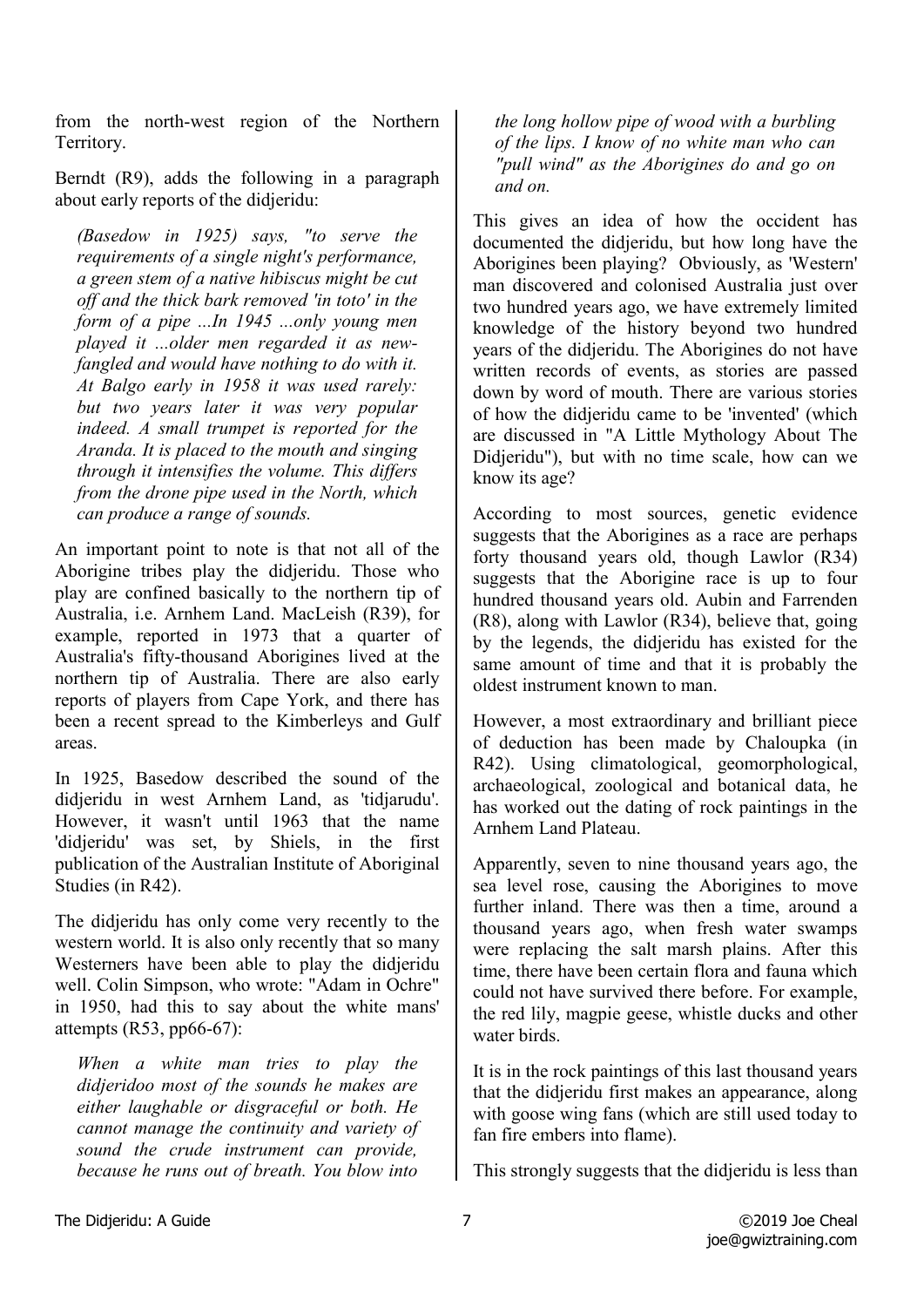from the north-west region of the Northern Territory.

Berndt (R9), adds the following in a paragraph about early reports of the didjeridu:

> *(Basedow in 1925) says, "to serve the requirements of a single night's performance, a green stem of a native hibiscus might be cut off and the thick bark removed 'in toto' in the form of a pipe ...In 1945 ...only young men played it ...older men regarded it as new-fangled and would have nothing to do with it. At Balgo early in 1958 it was used rarely: but two years later it was very popular indeed. A small trumpet is reported for the Aranda. It is placed to the mouth and singing through it intensifies the volume. This differs from the drone pipe used in the North, which can produce a range of sounds.*

An important point to note is that not all of the Aborigine tribes play the didjeridu. Those who play are confined basically to the northern tip of Australia, i.e. Arnhem Land. MacLeish (R39), for example, reported in 1973 that a quarter of Australia's fifty-thousand Aborigines lived at the northern tip of Australia. There are also early reports of players from Cape York, and there has been a recent spread to the Kimberleys and Gulf areas.

In 1925, Basedow described the sound of the didjeridu in west Arnhem Land, as 'tidjarudu'. However, it wasn't until 1963 that the name 'didjeridu' was set, by Shiels, in the first publication of the Australian Institute of Aboriginal Studies (in R42).

The didjeridu has only come very recently to the western world. It is also only recently that so many Westerners have been able to play the didjeridu well. Colin Simpson, who wrote: "Adam in Ochre" in 1950, had this to say about the white mans' attempts (R53, pp66-67):

> *When a white man tries to play the didjeridoo most of the sounds he makes are either laughable or disgraceful or both. He cannot manage the continuity and variety of sound the crude instrument can provide, because he runs out of breath. You blow into the long hollow pipe of wood with a burbling of the lips. I know of no white man who can "pull wind" as the Aborigines do and go on and on.*

This gives an idea of how the occident has documented the didjeridu, but how long have the Aborigines been playing? Obviously, as 'Western' man discovered and colonised Australia just over two hundred years ago, we have extremely limited knowledge of the history beyond two hundred years of the didjeridu. The Aborigines do not have written records of events, as stories are passed down by word of mouth. There are various stories of how the didjeridu came to be 'invented' (which are discussed in "A Little Mythology About The Didjeridu"), but with no time scale, how can we know its age?

According to most sources, genetic evidence suggests that the Aborigines as a race are perhaps forty thousand years old, though Lawlor (R34) suggests that the Aborigine race is up to four hundred thousand years old. Aubin and Farrenden (R8), along with Lawlor (R34), believe that, going by the legends, the didjeridu has existed for the same amount of time and that it is probably the oldest instrument known to man.

However, a most extraordinary and brilliant piece of deduction has been made by Chaloupka (in R42). Using climatological, geomorphological, archaeological, zoological and botanical data, he has worked out the dating of rock paintings in the Arnhem Land Plateau.

Apparently, seven to nine thousand years ago, the sea level rose, causing the Aborigines to move further inland. There was then a time, around a thousand years ago, when fresh water swamps were replacing the salt marsh plains. After this time, there have been certain flora and fauna which could not have survived there before. For example, the red lily, magpie geese, whistle ducks and other water birds.

It is in the rock paintings of this last thousand years that the didjeridu first makes an appearance, along with goose wing fans (which are still used today to fan fire embers into flame).

This strongly suggests that the didjeridu is less than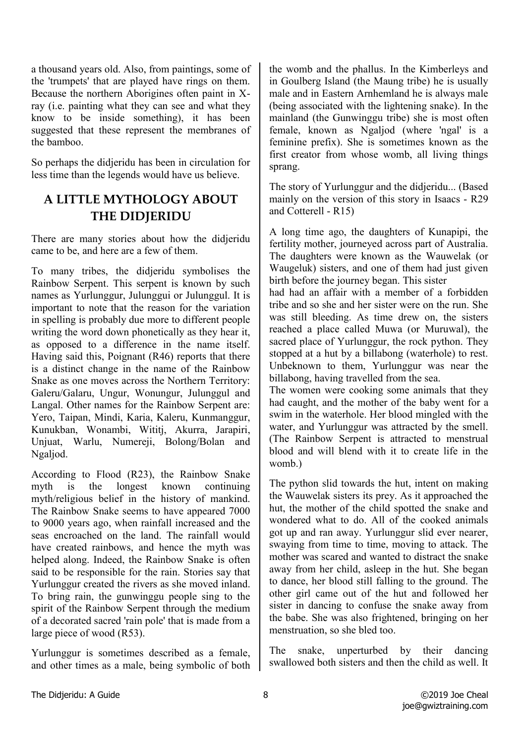a thousand years old. Also, from paintings, some of the 'trumpets' that are played have rings on them. Because the northern Aborigines often paint in X-ray (i.e. painting what they can see and what they know to be inside something), it has been suggested that these represent the membranes of the bamboo.

So perhaps the didjeridu has been in circulation for less time than the legends would have us believe.

## A LITTLE MYTHOLOGY ABOUT THE DIDJERIDU

There are many stories about how the didjeridu came to be, and here are a few of them.

To many tribes, the didjeridu symbolises the Rainbow Serpent. This serpent is known by such names as Yurlunggur, Julunggui or Julunggul. It is important to note that the reason for the variation in spelling is probably due more to different people writing the word down phonetically as they hear it, as opposed to a difference in the name itself. Having said this, Poignant (R46) reports that there is a distinct change in the name of the Rainbow Snake as one moves across the Northern Territory: Galeru/Galaru, Ungur, Wonungur, Julunggul and Langal. Other names for the Rainbow Serpent are: Yero, Taipan, Mindi, Karia, Kaleru, Kunmanggur, Kunukban, Wonambi, Wititj, Akurra, Jarapiri, Unjuat, Warlu, Numereji, Bolong/Bolan and Ngaljod.

According to Flood (R23), the Rainbow Snake myth is the longest known continuing myth/religious belief in the history of mankind. The Rainbow Snake seems to have appeared 7000 to 9000 years ago, when rainfall increased and the seas encroached on the land. The rainfall would have created rainbows, and hence the myth was helped along. Indeed, the Rainbow Snake is often said to be responsible for the rain. Stories say that Yurlunggur created the rivers as she moved inland. To bring rain, the gunwinggu people sing to the spirit of the Rainbow Serpent through the medium of a decorated sacred 'rain pole' that is made from a large piece of wood (R53).

Yurlunggur is sometimes described as a female, and other times as a male, being symbolic of both the womb and the phallus. In the Kimberleys and in Goulberg Island (the Maung tribe) he is usually male and in Eastern Arnhemland he is always male (being associated with the lightening snake). In the mainland (the Gunwinggu tribe) she is most often female, known as Ngaljod (where 'ngal' is a feminine prefix). She is sometimes known as the first creator from whose womb, all living things sprang.

The story of Yurlunggur and the didjeridu... (Based mainly on the version of this story in Isaacs - R29 and Cotterell - R15)

A long time ago, the daughters of Kunapipi, the fertility mother, journeyed across part of Australia. The daughters were known as the Wauwelak (or Waugeluk) sisters, and one of them had just given birth before the journey began. This sister had had an affair with a member of a forbidden tribe and so she and her sister were on the run. She was still bleeding. As time drew on, the sisters reached a place called Muwa (or Muruwal), the sacred place of Yurlunggur, the rock python. They stopped at a hut by a billabong (waterhole) to rest. Unbeknown to them, Yurlunggur was near the billabong, having travelled from the sea.

The women were cooking some animals that they had caught, and the mother of the baby went for a swim in the waterhole. Her blood mingled with the water, and Yurlunggur was attracted by the smell. (The Rainbow Serpent is attracted to menstrual blood and will blend with it to create life in the womb.)

The python slid towards the hut, intent on making the Wauwelak sisters its prey. As it approached the hut, the mother of the child spotted the snake and wondered what to do. All of the cooked animals got up and ran away. Yurlunggur slid ever nearer, swaying from time to time, moving to attack. The mother was scared and wanted to distract the snake away from her child, asleep in the hut. She began to dance, her blood still falling to the ground. The other girl came out of the hut and followed her sister in dancing to confuse the snake away from the babe. She was also frightened, bringing on her menstruation, so she bled too.

The snake, unperturbed by their dancing swallowed both sisters and then the child as well. It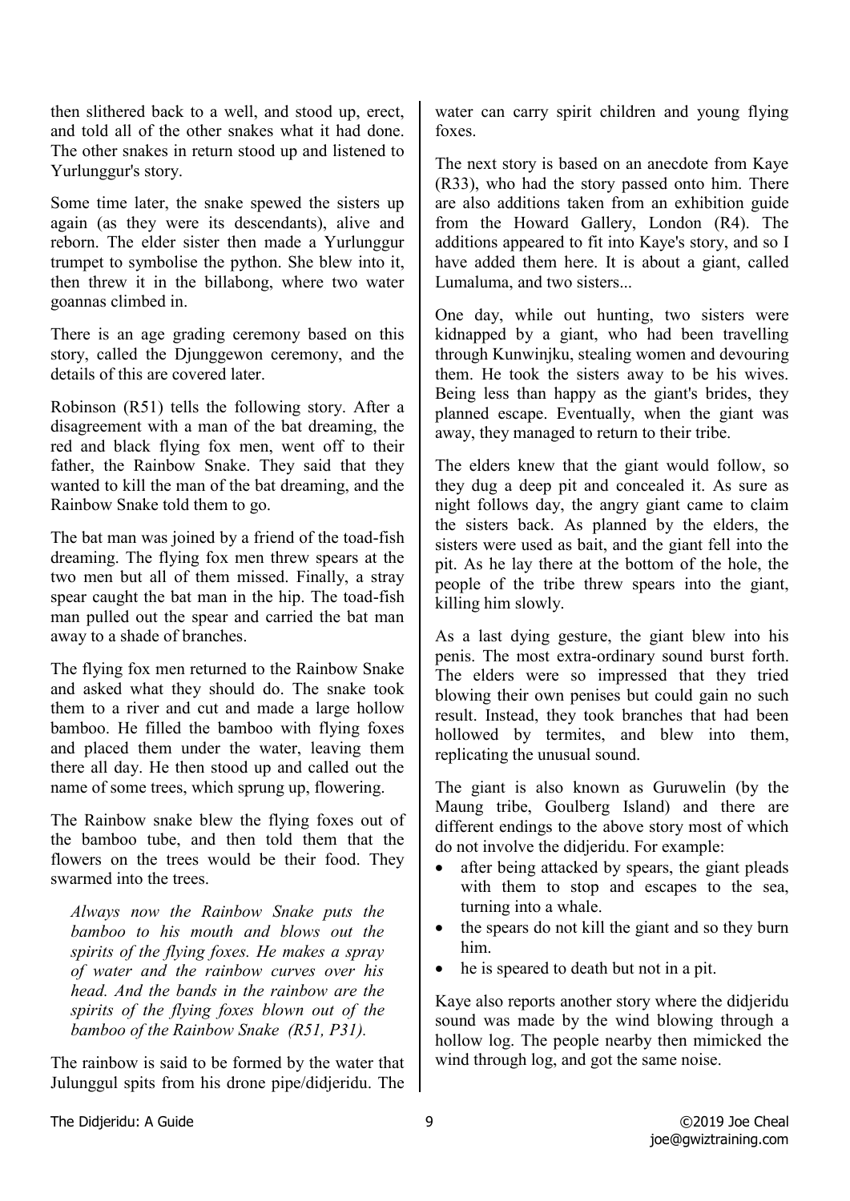then slithered back to a well, and stood up, erect, and told all of the other snakes what it had done. The other snakes in return stood up and listened to Yurlunggur's story.

Some time later, the snake spewed the sisters up again (as they were its descendants), alive and reborn. The elder sister then made a Yurlunggur trumpet to symbolise the python. She blew into it, then threw it in the billabong, where two water goannas climbed in.

There is an age grading ceremony based on this story, called the Djunggewon ceremony, and the details of this are covered later.

Robinson (R51) tells the following story. After a disagreement with a man of the bat dreaming, the red and black flying fox men, went off to their father, the Rainbow Snake. They said that they wanted to kill the man of the bat dreaming, and the Rainbow Snake told them to go.

The bat man was joined by a friend of the toad-fish dreaming. The flying fox men threw spears at the two men but all of them missed. Finally, a stray spear caught the bat man in the hip. The toad-fish man pulled out the spear and carried the bat man away to a shade of branches.

The flying fox men returned to the Rainbow Snake and asked what they should do. The snake took them to a river and cut and made a large hollow bamboo. He filled the bamboo with flying foxes and placed them under the water, leaving them there all day. He then stood up and called out the name of some trees, which sprung up, flowering.

The Rainbow snake blew the flying foxes out of the bamboo tube, and then told them that the flowers on the trees would be their food. They swarmed into the trees.

> *Always now the Rainbow Snake puts the bamboo to his mouth and blows out the spirits of the flying foxes. He makes a spray of water and the rainbow curves over his head. And the bands in the rainbow are the spirits of the flying foxes blown out of the bamboo of the Rainbow Snake (R51, P31).*

The rainbow is said to be formed by the water that Julunggul spits from his drone pipe/didjeridu. The water can carry spirit children and young flying foxes.

The next story is based on an anecdote from Kaye (R33), who had the story passed onto him. There are also additions taken from an exhibition guide from the Howard Gallery, London (R4). The additions appeared to fit into Kaye's story, and so I have added them here. It is about a giant, called Lumaluma, and two sisters...

One day, while out hunting, two sisters were kidnapped by a giant, who had been travelling through Kunwinjku, stealing women and devouring them. He took the sisters away to be his wives. Being less than happy as the giant's brides, they planned escape. Eventually, when the giant was away, they managed to return to their tribe.

The elders knew that the giant would follow, so they dug a deep pit and concealed it. As sure as night follows day, the angry giant came to claim the sisters back. As planned by the elders, the sisters were used as bait, and the giant fell into the pit. As he lay there at the bottom of the hole, the people of the tribe threw spears into the giant, killing him slowly.

As a last dying gesture, the giant blew into his penis. The most extra-ordinary sound burst forth. The elders were so impressed that they tried blowing their own penises but could gain no such result. Instead, they took branches that had been hollowed by termites, and blew into them, replicating the unusual sound.

The giant is also known as Guruwelin (by the Maung tribe, Goulberg Island) and there are different endings to the above story most of which do not involve the didjeridu. For example:

- after being attacked by spears, the giant pleads with them to stop and escapes to the sea, turning into a whale.
- the spears do not kill the giant and so they burn him.
- he is speared to death but not in a pit.

Kaye also reports another story where the didjeridu sound was made by the wind blowing through a hollow log. The people nearby then mimicked the wind through log, and got the same noise.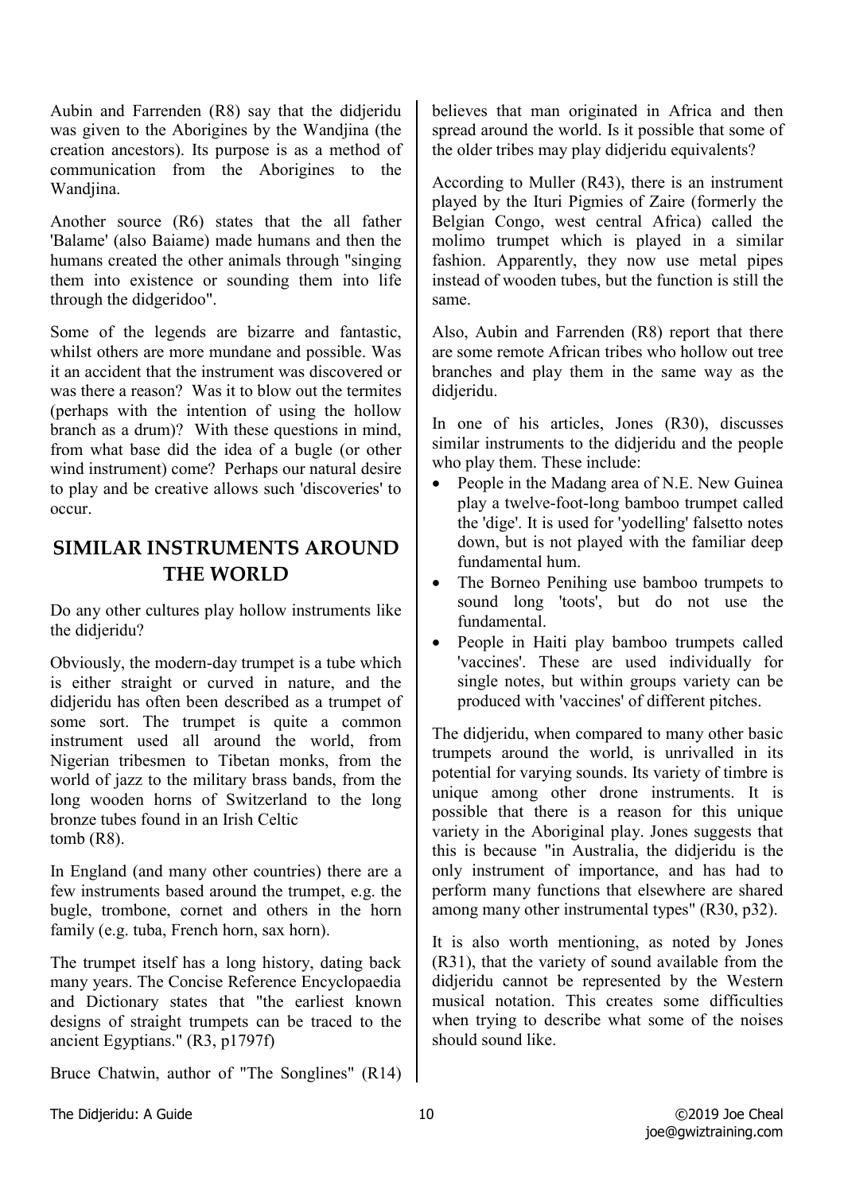Aubin and Farrenden (R8) say that the didjeridu was given to the Aborigines by the Wandjina (the creation ancestors). Its purpose is as a method of communication from the Aborigines to the Wandjina.

Another source (R6) states that the all father 'Balame' (also Baiame) made humans and then the humans created the other animals through "singing them into existence or sounding them into life through the didgeridoo".

Some of the legends are bizarre and fantastic, whilst others are more mundane and possible. Was it an accident that the instrument was discovered or was there a reason? Was it to blow out the termites (perhaps with the intention of using the hollow branch as a drum)? With these questions in mind, from what base did the idea of a bugle (or other wind instrument) come? Perhaps our natural desire to play and be creative allows such 'discoveries' to occur.

## SIMILAR INSTRUMENTS AROUND THE WORLD

Do any other cultures play hollow instruments like the didjeridu?

Obviously, the modern-day trumpet is a tube which is either straight or curved in nature, and the didjeridu has often been described as a trumpet of some sort. The trumpet is quite a common instrument used all around the world, from Nigerian tribesmen to Tibetan monks, from the world of jazz to the military brass bands, from the long wooden horns of Switzerland to the long bronze tubes found in an Irish Celtic tomb (R8).

In England (and many other countries) there are a few instruments based around the trumpet, e.g. the bugle, trombone, cornet and others in the horn family (e.g. tuba, French horn, sax horn).

The trumpet itself has a long history, dating back many years. The Concise Reference Encyclopaedia and Dictionary states that "the earliest known designs of straight trumpets can be traced to the ancient Egyptians." (R3, p1797f)

Bruce Chatwin, author of "The Songlines" (R14) believes that man originated in Africa and then spread around the world. Is it possible that some of the older tribes may play didjeridu equivalents?

According to Muller (R43), there is an instrument played by the Ituri Pigmies of Zaire (formerly the Belgian Congo, west central Africa) called the molimo trumpet which is played in a similar fashion. Apparently, they now use metal pipes instead of wooden tubes, but the function is still the same.

Also, Aubin and Farrenden (R8) report that there are some remote African tribes who hollow out tree branches and play them in the same way as the didjeridu.

In one of his articles, Jones (R30), discusses similar instruments to the didjeridu and the people who play them. These include:

- People in the Madang area of N.E. New Guinea play a twelve-foot-long bamboo trumpet called the 'dige'. It is used for 'yodelling' falsetto notes down, but is not played with the familiar deep fundamental hum.
- The Borneo Penihing use bamboo trumpets to sound long 'toots', but do not use the fundamental.
- People in Haiti play bamboo trumpets called 'vaccines'. These are used individually for single notes, but within groups variety can be produced with 'vaccines' of different pitches.

The didjeridu, when compared to many other basic trumpets around the world, is unrivalled in its potential for varying sounds. Its variety of timbre is unique among other drone instruments. It is possible that there is a reason for this unique variety in the Aboriginal play. Jones suggests that this is because "in Australia, the didjeridu is the only instrument of importance, and has had to perform many functions that elsewhere are shared among many other instrumental types" (R30, p32).

It is also worth mentioning, as noted by Jones (R31), that the variety of sound available from the didjeridu cannot be represented by the Western musical notation. This creates some difficulties when trying to describe what some of the noises should sound like.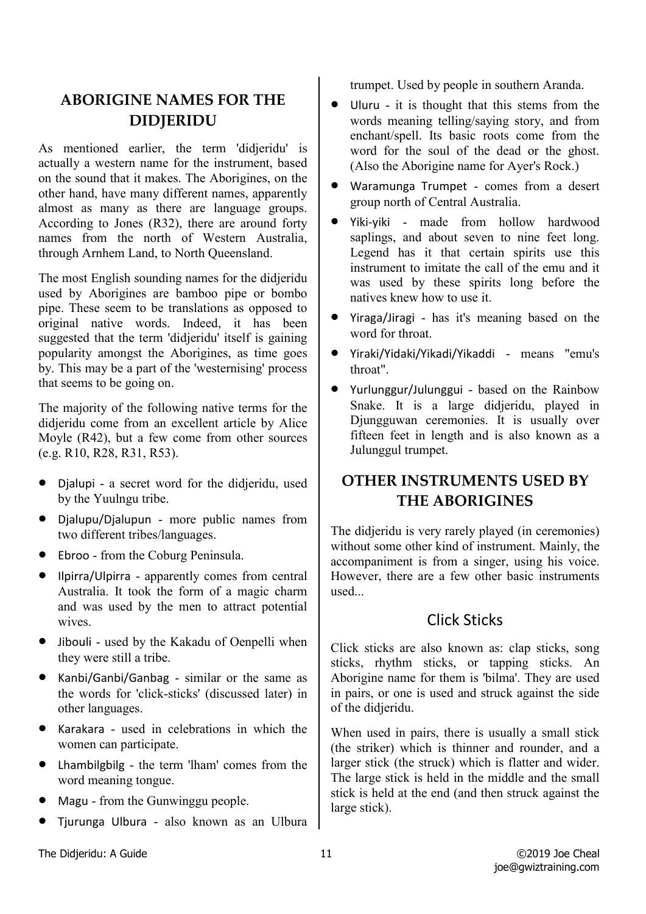## ABORIGINE NAMES FOR THE DIDJERIDU

As mentioned earlier, the term 'didjeridu' is actually a western name for the instrument, based on the sound that it makes. The Aborigines, on the other hand, have many different names, apparently almost as many as there are language groups. According to Jones (R32), there are around forty names from the north of Western Australia, through Arnhem Land, to North Queensland.

The most English sounding names for the didjeridu used by Aborigines are bamboo pipe or bombo pipe. These seem to be translations as opposed to original native words. Indeed, it has been suggested that the term 'didjeridu' itself is gaining popularity amongst the Aborigines, as time goes by. This may be a part of the 'westernising' process that seems to be going on.

The majority of the following native terms for the didjeridu come from an excellent article by Alice Moyle (R42), but a few come from other sources (e.g. R10, R28, R31, R53).

- Djalupi - a secret word for the didjeridu, used by the Yuulngu tribe.
- Djalupu/Djalupun - more public names from two different tribes/languages.
- Ebroo - from the Coburg Peninsula.
- Ilpirra/Ulpirra - apparently comes from central Australia. It took the form of a magic charm and was used by the men to attract potential wives.
- Jibouli - used by the Kakadu of Oenpelli when they were still a tribe.
- Kanbi/Ganbi/Ganbag - similar or the same as the words for 'click-sticks' (discussed later) in other languages.
- Karakara - used in celebrations in which the women can participate.
- Lhambilgbilg - the term 'lham' comes from the word meaning tongue.
- Magu - from the Gunwinggu people.
- Tjurunga Ulbura - also known as an Ulbura trumpet. Used by people in southern Aranda.
- Uluru - it is thought that this stems from the words meaning telling/saying story, and from enchant/spell. Its basic roots come from the word for the soul of the dead or the ghost. (Also the Aborigine name for Ayer's Rock.)
- Waramunga Trumpet - comes from a desert group north of Central Australia.
- Yiki-yiki - made from hollow hardwood saplings, and about seven to nine feet long. Legend has it that certain spirits use this instrument to imitate the call of the emu and it was used by these spirits long before the natives knew how to use it.
- Yiraga/Jiragi - has it's meaning based on the word for throat.
- Yiraki/Yidaki/Yikadi/Yikaddi - means "emu's throat".
- Yurlunggur/Julunggui - based on the Rainbow Snake. It is a large didjeridu, played in Djungguwan ceremonies. It is usually over fifteen feet in length and is also known as a Julunggul trumpet.

## OTHER INSTRUMENTS USED BY THE ABORIGINES

The didjeridu is very rarely played (in ceremonies) without some other kind of instrument. Mainly, the accompaniment is from a singer, using his voice. However, there are a few other basic instruments used...

### Click Sticks

Click sticks are also known as: clap sticks, song sticks, rhythm sticks, or tapping sticks. An Aborigine name for them is 'bilma'. They are used in pairs, or one is used and struck against the side of the didjeridu.

When used in pairs, there is usually a small stick (the striker) which is thinner and rounder, and a larger stick (the struck) which is flatter and wider. The large stick is held in the middle and the small stick is held at the end (and then struck against the large stick).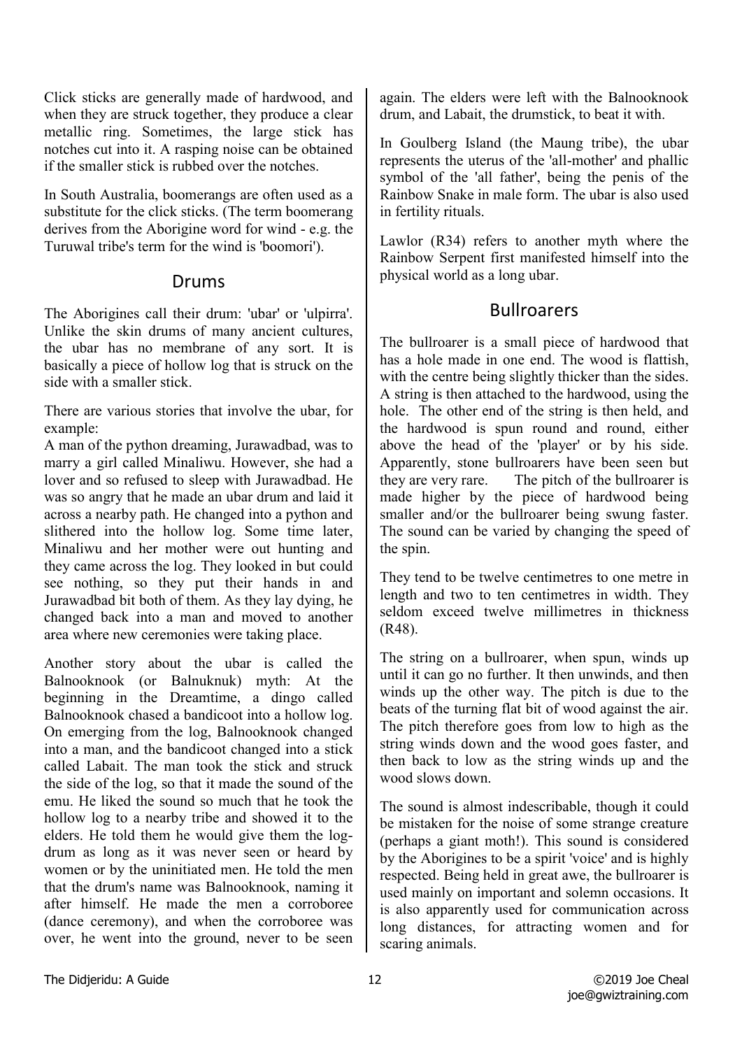Click sticks are generally made of hardwood, and when they are struck together, they produce a clear metallic ring. Sometimes, the large stick has notches cut into it. A rasping noise can be obtained if the smaller stick is rubbed over the notches.

In South Australia, boomerangs are often used as a substitute for the click sticks. (The term boomerang derives from the Aborigine word for wind - e.g. the Turuwal tribe's term for the wind is 'boomori').

## Drums

The Aborigines call their drum: 'ubar' or 'ulpirra'. Unlike the skin drums of many ancient cultures, the ubar has no membrane of any sort. It is basically a piece of hollow log that is struck on the side with a smaller stick.

There are various stories that involve the ubar, for example:
A man of the python dreaming, Jurawadbad, was to marry a girl called Minaliwu. However, she had a lover and so refused to sleep with Jurawadbad. He was so angry that he made an ubar drum and laid it across a nearby path. He changed into a python and slithered into the hollow log. Some time later, Minaliwu and her mother were out hunting and they came across the log. They looked in but could see nothing, so they put their hands in and Jurawadbad bit both of them. As they lay dying, he changed back into a man and moved to another area where new ceremonies were taking place.

Another story about the ubar is called the Balnooknook (or Balnuknuk) myth: At the beginning in the Dreamtime, a dingo called Balnooknook chased a bandicoot into a hollow log. On emerging from the log, Balnooknook changed into a man, and the bandicoot changed into a stick called Labait. The man took the stick and struck the side of the log, so that it made the sound of the emu. He liked the sound so much that he took the hollow log to a nearby tribe and showed it to the elders. He told them he would give them the log-drum as long as it was never seen or heard by women or by the uninitiated men. He told the men that the drum's name was Balnooknook, naming it after himself. He made the men a corroboree (dance ceremony), and when the corroboree was over, he went into the ground, never to be seen again. The elders were left with the Balnooknook drum, and Labait, the drumstick, to beat it with.

In Goulberg Island (the Maung tribe), the ubar represents the uterus of the 'all-mother' and phallic symbol of the 'all father', being the penis of the Rainbow Snake in male form. The ubar is also used in fertility rituals.

Lawlor (R34) refers to another myth where the Rainbow Serpent first manifested himself into the physical world as a long ubar.

## Bullroarers

The bullroarer is a small piece of hardwood that has a hole made in one end. The wood is flattish, with the centre being slightly thicker than the sides. A string is then attached to the hardwood, using the hole. The other end of the string is then held, and the hardwood is spun round and round, either above the head of the 'player' or by his side. Apparently, stone bullroarers have been seen but they are very rare. The pitch of the bullroarer is made higher by the piece of hardwood being smaller and/or the bullroarer being swung faster. The sound can be varied by changing the speed of the spin.

They tend to be twelve centimetres to one metre in length and two to ten centimetres in width. They seldom exceed twelve millimetres in thickness (R48).

The string on a bullroarer, when spun, winds up until it can go no further. It then unwinds, and then winds up the other way. The pitch is due to the beats of the turning flat bit of wood against the air. The pitch therefore goes from low to high as the string winds down and the wood goes faster, and then back to low as the string winds up and the wood slows down.

The sound is almost indescribable, though it could be mistaken for the noise of some strange creature (perhaps a giant moth!). This sound is considered by the Aborigines to be a spirit 'voice' and is highly respected. Being held in great awe, the bullroarer is used mainly on important and solemn occasions. It is also apparently used for communication across long distances, for attracting women and for scaring animals.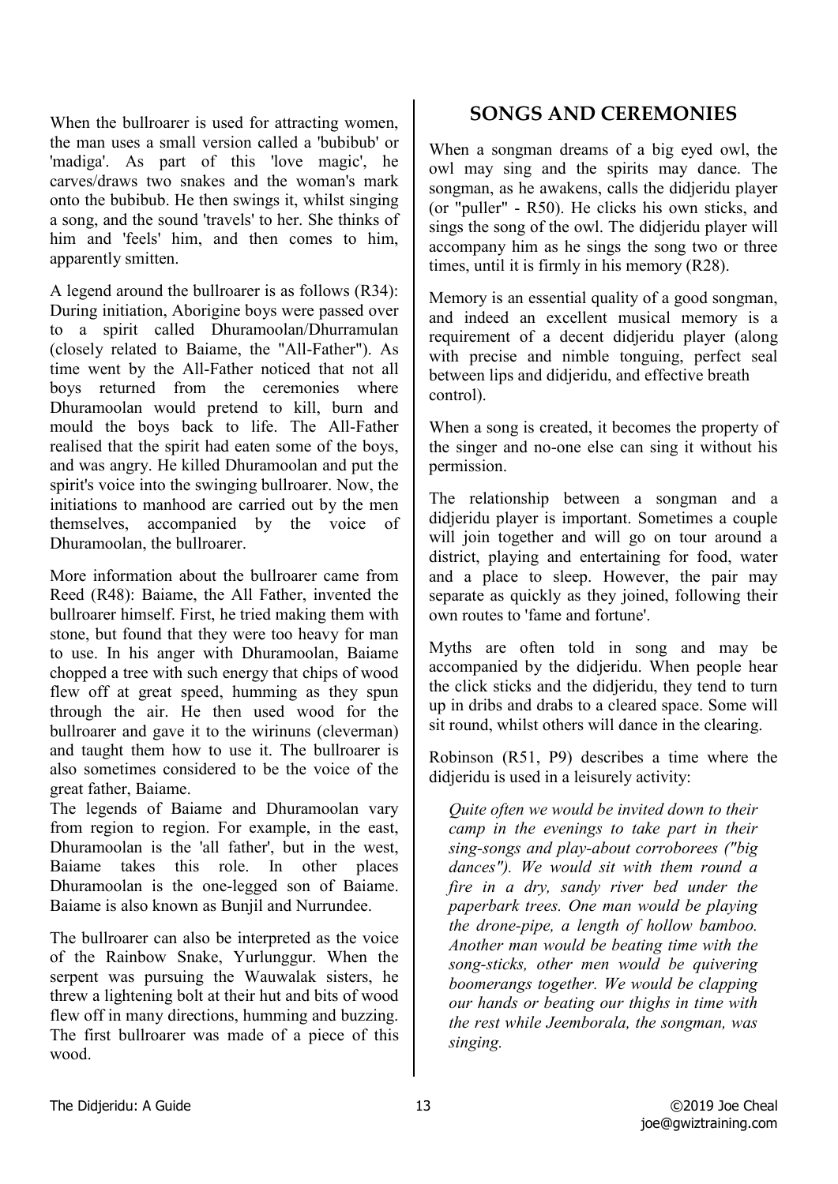When the bullroarer is used for attracting women, the man uses a small version called a 'bubibub' or 'madiga'. As part of this 'love magic', he carves/draws two snakes and the woman's mark onto the bubibub. He then swings it, whilst singing a song, and the sound 'travels' to her. She thinks of him and 'feels' him, and then comes to him, apparently smitten.

A legend around the bullroarer is as follows (R34): During initiation, Aborigine boys were passed over to a spirit called Dhuramoolan/Dhurramulan (closely related to Baiame, the "All-Father"). As time went by the All-Father noticed that not all boys returned from the ceremonies where Dhuramoolan would pretend to kill, burn and mould the boys back to life. The All-Father realised that the spirit had eaten some of the boys, and was angry. He killed Dhuramoolan and put the spirit's voice into the swinging bullroarer. Now, the initiations to manhood are carried out by the men themselves, accompanied by the voice of Dhuramoolan, the bullroarer.

More information about the bullroarer came from Reed (R48): Baiame, the All Father, invented the bullroarer himself. First, he tried making them with stone, but found that they were too heavy for man to use. In his anger with Dhuramoolan, Baiame chopped a tree with such energy that chips of wood flew off at great speed, humming as they spun through the air. He then used wood for the bullroarer and gave it to the wirinuns (cleverman) and taught them how to use it. The bullroarer is also sometimes considered to be the voice of the great father, Baiame.

The legends of Baiame and Dhuramoolan vary from region to region. For example, in the east, Dhuramoolan is the 'all father', but in the west, Baiame takes this role. In other places Dhuramoolan is the one-legged son of Baiame. Baiame is also known as Bunjil and Nurrundee.

The bullroarer can also be interpreted as the voice of the Rainbow Snake, Yurlunggur. When the serpent was pursuing the Wauwalak sisters, he threw a lightening bolt at their hut and bits of wood flew off in many directions, humming and buzzing. The first bullroarer was made of a piece of this wood.

## SONGS AND CEREMONIES

When a songman dreams of a big eyed owl, the owl may sing and the spirits may dance. The songman, as he awakens, calls the didjeridu player (or "puller" - R50). He clicks his own sticks, and sings the song of the owl. The didjeridu player will accompany him as he sings the song two or three times, until it is firmly in his memory (R28).

Memory is an essential quality of a good songman, and indeed an excellent musical memory is a requirement of a decent didjeridu player (along with precise and nimble tonguing, perfect seal between lips and didjeridu, and effective breath control).

When a song is created, it becomes the property of the singer and no-one else can sing it without his permission.

The relationship between a songman and a didjeridu player is important. Sometimes a couple will join together and will go on tour around a district, playing and entertaining for food, water and a place to sleep. However, the pair may separate as quickly as they joined, following their own routes to 'fame and fortune'.

Myths are often told in song and may be accompanied by the didjeridu. When people hear the click sticks and the didjeridu, they tend to turn up in dribs and drabs to a cleared space. Some will sit round, whilst others will dance in the clearing.

Robinson (R51, P9) describes a time where the didjeridu is used in a leisurely activity:

> *Quite often we would be invited down to their camp in the evenings to take part in their sing-songs and play-about corroborees ("big dances"). We would sit with them round a fire in a dry, sandy river bed under the paperbark trees. One man would be playing the drone-pipe, a length of hollow bamboo. Another man would be beating time with the song-sticks, other men would be quivering boomerangs together. We would be clapping our hands or beating our thighs in time with the rest while Jeemborala, the songman, was singing.*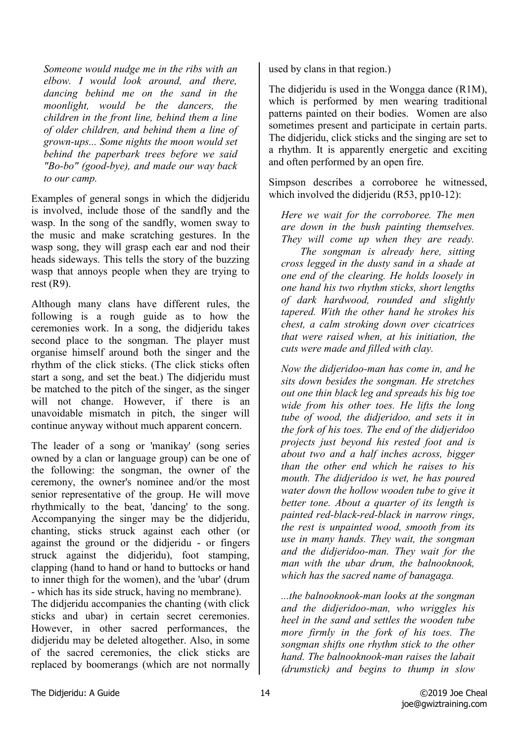> *Someone would nudge me in the ribs with an elbow. I would look around, and there, dancing behind me on the sand in the moonlight, would be the dancers, the children in the front line, behind them a line of older children, and behind them a line of grown-ups... Some nights the moon would set behind the paperbark trees before we said "Bo-bo" (good-bye), and made our way back to our camp.*

Examples of general songs in which the didjeridu is involved, include those of the sandfly and the wasp. In the song of the sandfly, women sway to the music and make scratching gestures. In the wasp song, they will grasp each ear and nod their heads sideways. This tells the story of the buzzing wasp that annoys people when they are trying to rest (R9).

Although many clans have different rules, the following is a rough guide as to how the ceremonies work. In a song, the didjeridu takes second place to the songman. The player must organise himself around both the singer and the rhythm of the click sticks. (The click sticks often start a song, and set the beat.) The didjeridu must be matched to the pitch of the singer, as the singer will not change. However, if there is an unavoidable mismatch in pitch, the singer will continue anyway without much apparent concern.

The leader of a song or 'manikay' (song series owned by a clan or language group) can be one of the following: the songman, the owner of the ceremony, the owner's nominee and/or the most senior representative of the group. He will move rhythmically to the beat, 'dancing' to the song. Accompanying the singer may be the didjeridu, chanting, sticks struck against each other (or against the ground or the didjeridu - or fingers struck against the didjeridu), foot stamping, clapping (hand to hand or hand to buttocks or hand to inner thigh for the women), and the 'ubar' (drum - which has its side struck, having no membrane).
The didjeridu accompanies the chanting (with click sticks and ubar) in certain secret ceremonies. However, in other sacred performances, the didjeridu may be deleted altogether. Also, in some of the sacred ceremonies, the click sticks are replaced by boomerangs (which are not normally used by clans in that region.)

The didjeridu is used in the Wongga dance (R1M), which is performed by men wearing traditional patterns painted on their bodies. Women are also sometimes present and participate in certain parts. The didjeridu, click sticks and the singing are set to a rhythm. It is apparently energetic and exciting and often performed by an open fire.

Simpson describes a corroboree he witnessed, which involved the didjeridu (R53, pp10-12):

> *Here we wait for the corroboree. The men are down in the bush painting themselves. They will come up when they are ready.*
> *The songman is already here, sitting cross legged in the dusty sand in a shade at one end of the clearing. He holds loosely in one hand his two rhythm sticks, short lengths of dark hardwood, rounded and slightly tapered. With the other hand he strokes his chest, a calm stroking down over cicatrices that were raised when, at his initiation, the cuts were made and filled with clay.*
>
> *Now the didjeridoo-man has come in, and he sits down besides the songman. He stretches out one thin black leg and spreads his big toe wide from his other toes. He lifts the long tube of wood, the didjeridoo, and sets it in the fork of his toes. The end of the didjeridoo projects just beyond his rested foot and is about two and a half inches across, bigger than the other end which he raises to his mouth. The didjeridoo is wet, he has poured water down the hollow wooden tube to give it better tone. About a quarter of its length is painted red-black-red-black in narrow rings, the rest is unpainted wood, smooth from its use in many hands. They wait, the songman and the didjeridoo-man. They wait for the man with the ubar drum, the balnooknook, which has the sacred name of banagaga.*
>
> *...the balnooknook-man looks at the songman and the didjeridoo-man, who wriggles his heel in the sand and settles the wooden tube more firmly in the fork of his toes. The songman shifts one rhythm stick to the other hand. The balnooknook-man raises the labait (drumstick) and begins to thump in slow*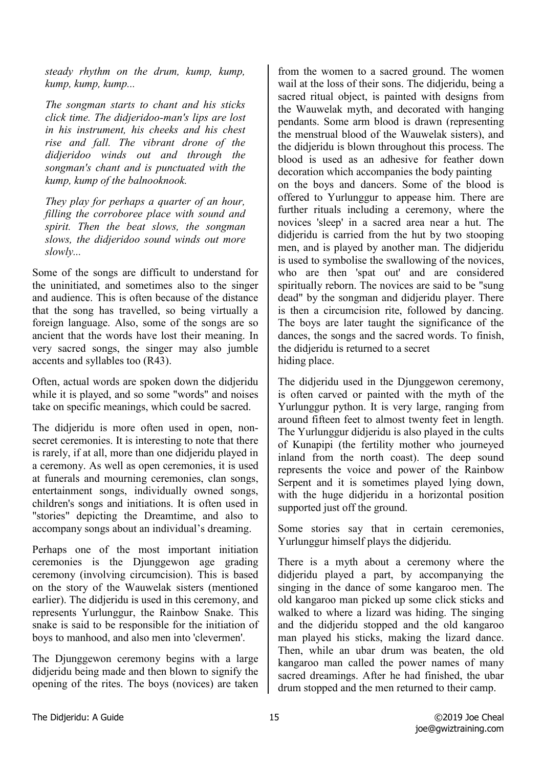*steady rhythm on the drum, kump, kump, kump, kump, kump...*

*The songman starts to chant and his sticks click time. The didjeridoo-man's lips are lost in his instrument, his cheeks and his chest rise and fall. The vibrant drone of the didjeridoo winds out and through the songman's chant and is punctuated with the kump, kump of the balnooknook.*

*They play for perhaps a quarter of an hour, filling the corroboree place with sound and spirit. Then the beat slows, the songman slows, the didjeridoo sound winds out more slowly...*

Some of the songs are difficult to understand for the uninitiated, and sometimes also to the singer and audience. This is often because of the distance that the song has travelled, so being virtually a foreign language. Also, some of the songs are so ancient that the words have lost their meaning. In very sacred songs, the singer may also jumble accents and syllables too (R43).

Often, actual words are spoken down the didjeridu while it is played, and so some "words" and noises take on specific meanings, which could be sacred.

The didjeridu is more often used in open, non-secret ceremonies. It is interesting to note that there is rarely, if at all, more than one didjeridu played in a ceremony. As well as open ceremonies, it is used at funerals and mourning ceremonies, clan songs, entertainment songs, individually owned songs, children's songs and initiations. It is often used in "stories" depicting the Dreamtime, and also to accompany songs about an individual's dreaming.

Perhaps one of the most important initiation ceremonies is the Djunggewon age grading ceremony (involving circumcision). This is based on the story of the Wauwelak sisters (mentioned earlier). The didjeridu is used in this ceremony, and represents Yurlunggur, the Rainbow Snake. This snake is said to be responsible for the initiation of boys to manhood, and also men into 'clevermen'.

The Djunggewon ceremony begins with a large didjeridu being made and then blown to signify the opening of the rites. The boys (novices) are taken from the women to a sacred ground. The women wail at the loss of their sons. The didjeridu, being a sacred ritual object, is painted with designs from the Wauwelak myth, and decorated with hanging pendants. Some arm blood is drawn (representing the menstrual blood of the Wauwelak sisters), and the didjeridu is blown throughout this process. The blood is used as an adhesive for feather down decoration which accompanies the body painting on the boys and dancers. Some of the blood is offered to Yurlunggur to appease him. There are further rituals including a ceremony, where the novices 'sleep' in a sacred area near a hut. The didjeridu is carried from the hut by two stooping men, and is played by another man. The didjeridu is used to symbolise the swallowing of the novices, who are then 'spat out' and are considered spiritually reborn. The novices are said to be "sung dead" by the songman and didjeridu player. There is then a circumcision rite, followed by dancing. The boys are later taught the significance of the dances, the songs and the sacred words. To finish, the didjeridu is returned to a secret hiding place.

The didjeridu used in the Djunggewon ceremony, is often carved or painted with the myth of the Yurlunggur python. It is very large, ranging from around fifteen feet to almost twenty feet in length. The Yurlunggur didjeridu is also played in the cults of Kunapipi (the fertility mother who journeyed inland from the north coast). The deep sound represents the voice and power of the Rainbow Serpent and it is sometimes played lying down, with the huge didjeridu in a horizontal position supported just off the ground.

Some stories say that in certain ceremonies, Yurlunggur himself plays the didjeridu.

There is a myth about a ceremony where the didjeridu played a part, by accompanying the singing in the dance of some kangaroo men. The old kangaroo man picked up some click sticks and walked to where a lizard was hiding. The singing and the didjeridu stopped and the old kangaroo man played his sticks, making the lizard dance. Then, while an ubar drum was beaten, the old kangaroo man called the power names of many sacred dreamings. After he had finished, the ubar drum stopped and the men returned to their camp.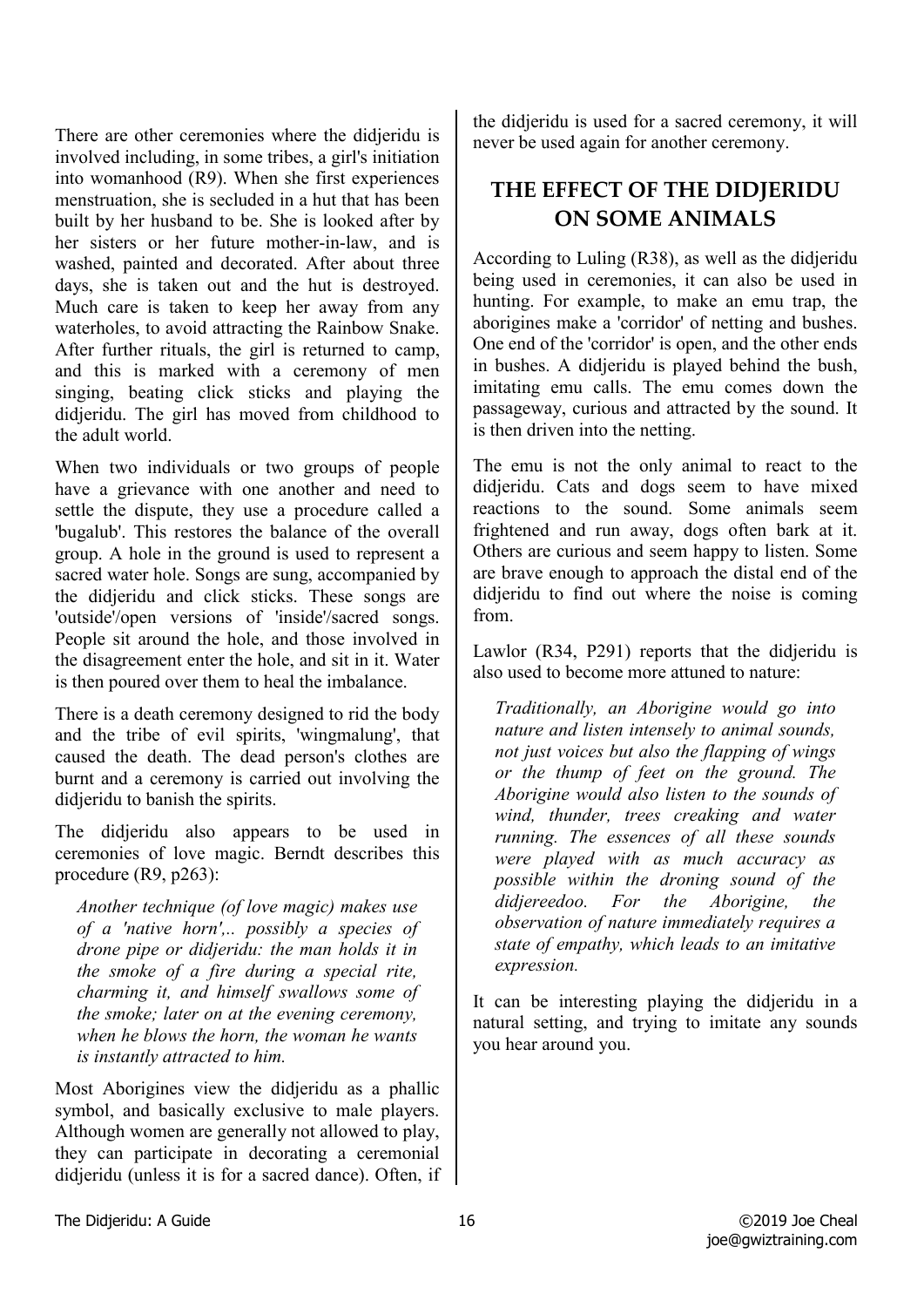There are other ceremonies where the didjeridu is involved including, in some tribes, a girl's initiation into womanhood (R9). When she first experiences menstruation, she is secluded in a hut that has been built by her husband to be. She is looked after by her sisters or her future mother-in-law, and is washed, painted and decorated. After about three days, she is taken out and the hut is destroyed. Much care is taken to keep her away from any waterholes, to avoid attracting the Rainbow Snake. After further rituals, the girl is returned to camp, and this is marked with a ceremony of men singing, beating click sticks and playing the didjeridu. The girl has moved from childhood to the adult world.

When two individuals or two groups of people have a grievance with one another and need to settle the dispute, they use a procedure called a 'bugalub'. This restores the balance of the overall group. A hole in the ground is used to represent a sacred water hole. Songs are sung, accompanied by the didjeridu and click sticks. These songs are 'outside'/open versions of 'inside'/sacred songs. People sit around the hole, and those involved in the disagreement enter the hole, and sit in it. Water is then poured over them to heal the imbalance.

There is a death ceremony designed to rid the body and the tribe of evil spirits, 'wingmalung', that caused the death. The dead person's clothes are burnt and a ceremony is carried out involving the didjeridu to banish the spirits.

The didjeridu also appears to be used in ceremonies of love magic. Berndt describes this procedure (R9, p263):

> *Another technique (of love magic) makes use of a 'native horn',.. possibly a species of drone pipe or didjeridu: the man holds it in the smoke of a fire during a special rite, charming it, and himself swallows some of the smoke; later on at the evening ceremony, when he blows the horn, the woman he wants is instantly attracted to him.*

Most Aborigines view the didjeridu as a phallic symbol, and basically exclusive to male players. Although women are generally not allowed to play, they can participate in decorating a ceremonial didjeridu (unless it is for a sacred dance). Often, if the didjeridu is used for a sacred ceremony, it will never be used again for another ceremony.

## THE EFFECT OF THE DIDJERIDU ON SOME ANIMALS

According to Luling (R38), as well as the didjeridu being used in ceremonies, it can also be used in hunting. For example, to make an emu trap, the aborigines make a 'corridor' of netting and bushes. One end of the 'corridor' is open, and the other ends in bushes. A didjeridu is played behind the bush, imitating emu calls. The emu comes down the passageway, curious and attracted by the sound. It is then driven into the netting.

The emu is not the only animal to react to the didjeridu. Cats and dogs seem to have mixed reactions to the sound. Some animals seem frightened and run away, dogs often bark at it. Others are curious and seem happy to listen. Some are brave enough to approach the distal end of the didjeridu to find out where the noise is coming from.

Lawlor (R34, P291) reports that the didjeridu is also used to become more attuned to nature:

> *Traditionally, an Aborigine would go into nature and listen intensely to animal sounds, not just voices but also the flapping of wings or the thump of feet on the ground. The Aborigine would also listen to the sounds of wind, thunder, trees creaking and water running. The essences of all these sounds were played with as much accuracy as possible within the droning sound of the didjereedoo. For the Aborigine, the observation of nature immediately requires a state of empathy, which leads to an imitative expression.*

It can be interesting playing the didjeridu in a natural setting, and trying to imitate any sounds you hear around you.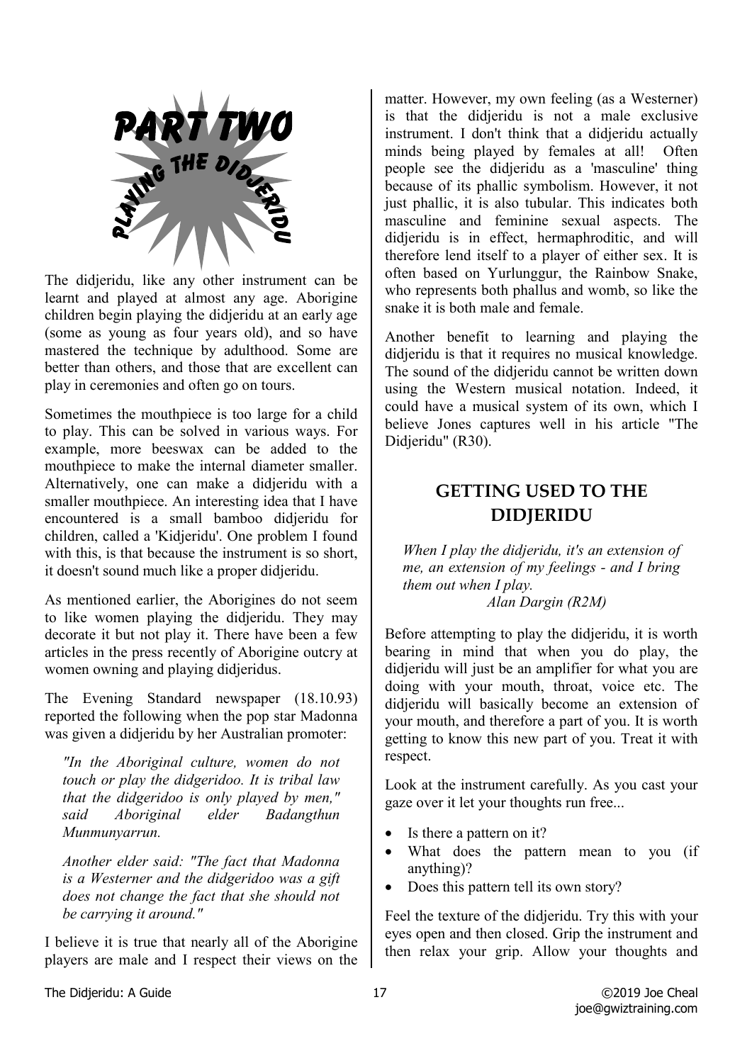# PART TWO

## PLAYING THE DIDJERIDU

The didjeridu, like any other instrument can be learnt and played at almost any age. Aborigine children begin playing the didjeridu at an early age (some as young as four years old), and so have mastered the technique by adulthood. Some are better than others, and those that are excellent can play in ceremonies and often go on tours.

Sometimes the mouthpiece is too large for a child to play. This can be solved in various ways. For example, more beeswax can be added to the mouthpiece to make the internal diameter smaller. Alternatively, one can make a didjeridu with a smaller mouthpiece. An interesting idea that I have encountered is a small bamboo didjeridu for children, called a 'Kidjeridu'. One problem I found with this, is that because the instrument is so short, it doesn't sound much like a proper didjeridu.

As mentioned earlier, the Aborigines do not seem to like women playing the didjeridu. They may decorate it but not play it. There have been a few articles in the press recently of Aborigine outcry at women owning and playing didjeridus.

The Evening Standard newspaper (18.10.93) reported the following when the pop star Madonna was given a didjeridu by her Australian promoter:

> *"In the Aboriginal culture, women do not touch or play the didgeridoo. It is tribal law that the didgeridoo is only played by men," said Aboriginal elder Badangthun Munmunyarrun.*
>
> *Another elder said: "The fact that Madonna is a Westerner and the didgeridoo was a gift does not change the fact that she should not be carrying it around."*

I believe it is true that nearly all of the Aborigine players are male and I respect their views on the matter. However, my own feeling (as a Westerner) is that the didjeridu is not a male exclusive instrument. I don't think that a didjeridu actually minds being played by females at all! Often people see the didjeridu as a 'masculine' thing because of its phallic symbolism. However, it not just phallic, it is also tubular. This indicates both masculine and feminine sexual aspects. The didjeridu is in effect, hermaphroditic, and will therefore lend itself to a player of either sex. It is often based on Yurlunggur, the Rainbow Snake, who represents both phallus and womb, so like the snake it is both male and female.

Another benefit to learning and playing the didjeridu is that it requires no musical knowledge. The sound of the didjeridu cannot be written down using the Western musical notation. Indeed, it could have a musical system of its own, which I believe Jones captures well in his article "The Didjeridu" (R30).

## GETTING USED TO THE DIDJERIDU

> *When I play the didjeridu, it's an extension of me, an extension of my feelings - and I bring them out when I play.*
>
> *Alan Dargin (R2M)*

Before attempting to play the didjeridu, it is worth bearing in mind that when you do play, the didjeridu will just be an amplifier for what you are doing with your mouth, throat, voice etc. The didjeridu will basically become an extension of your mouth, and therefore a part of you. It is worth getting to know this new part of you. Treat it with respect.

Look at the instrument carefully. As you cast your gaze over it let your thoughts run free...

- Is there a pattern on it?
- What does the pattern mean to you (if anything)?
- Does this pattern tell its own story?

Feel the texture of the didjeridu. Try this with your eyes open and then closed. Grip the instrument and then relax your grip. Allow your thoughts and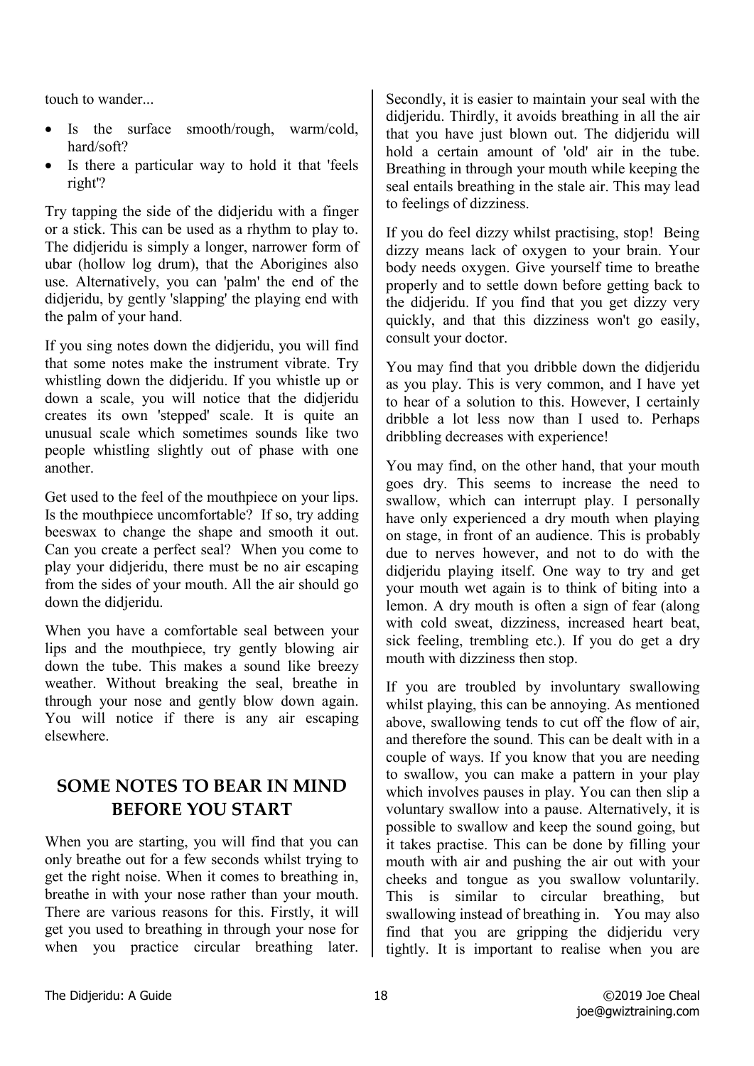touch to wander...

- Is the surface smooth/rough, warm/cold, hard/soft?
- Is there a particular way to hold it that 'feels right'?

Try tapping the side of the didjeridu with a finger or a stick. This can be used as a rhythm to play to. The didjeridu is simply a longer, narrower form of ubar (hollow log drum), that the Aborigines also use. Alternatively, you can 'palm' the end of the didjeridu, by gently 'slapping' the playing end with the palm of your hand.

If you sing notes down the didjeridu, you will find that some notes make the instrument vibrate. Try whistling down the didjeridu. If you whistle up or down a scale, you will notice that the didjeridu creates its own 'stepped' scale. It is quite an unusual scale which sometimes sounds like two people whistling slightly out of phase with one another.

Get used to the feel of the mouthpiece on your lips. Is the mouthpiece uncomfortable? If so, try adding beeswax to change the shape and smooth it out. Can you create a perfect seal? When you come to play your didjeridu, there must be no air escaping from the sides of your mouth. All the air should go down the didjeridu.

When you have a comfortable seal between your lips and the mouthpiece, try gently blowing air down the tube. This makes a sound like breezy weather. Without breaking the seal, breathe in through your nose and gently blow down again. You will notice if there is any air escaping elsewhere.

## SOME NOTES TO BEAR IN MIND BEFORE YOU START

When you are starting, you will find that you can only breathe out for a few seconds whilst trying to get the right noise. When it comes to breathing in, breathe in with your nose rather than your mouth. There are various reasons for this. Firstly, it will get you used to breathing in through your nose for when you practice circular breathing later. Secondly, it is easier to maintain your seal with the didjeridu. Thirdly, it avoids breathing in all the air that you have just blown out. The didjeridu will hold a certain amount of 'old' air in the tube. Breathing in through your mouth while keeping the seal entails breathing in the stale air. This may lead to feelings of dizziness.

If you do feel dizzy whilst practising, stop! Being dizzy means lack of oxygen to your brain. Your body needs oxygen. Give yourself time to breathe properly and to settle down before getting back to the didjeridu. If you find that you get dizzy very quickly, and that this dizziness won't go easily, consult your doctor.

You may find that you dribble down the didjeridu as you play. This is very common, and I have yet to hear of a solution to this. However, I certainly dribble a lot less now than I used to. Perhaps dribbling decreases with experience!

You may find, on the other hand, that your mouth goes dry. This seems to increase the need to swallow, which can interrupt play. I personally have only experienced a dry mouth when playing on stage, in front of an audience. This is probably due to nerves however, and not to do with the didjeridu playing itself. One way to try and get your mouth wet again is to think of biting into a lemon. A dry mouth is often a sign of fear (along with cold sweat, dizziness, increased heart beat, sick feeling, trembling etc.). If you do get a dry mouth with dizziness then stop.

If you are troubled by involuntary swallowing whilst playing, this can be annoying. As mentioned above, swallowing tends to cut off the flow of air, and therefore the sound. This can be dealt with in a couple of ways. If you know that you are needing to swallow, you can make a pattern in your play which involves pauses in play. You can then slip a voluntary swallow into a pause. Alternatively, it is possible to swallow and keep the sound going, but it takes practise. This can be done by filling your mouth with air and pushing the air out with your cheeks and tongue as you swallow voluntarily. This is similar to circular breathing, but swallowing instead of breathing in. You may also find that you are gripping the didjeridu very tightly. It is important to realise when you are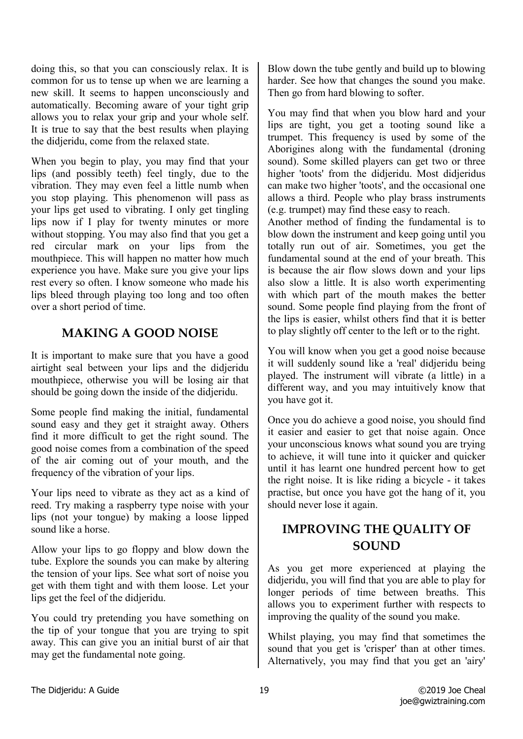doing this, so that you can consciously relax. It is common for us to tense up when we are learning a new skill. It seems to happen unconsciously and automatically. Becoming aware of your tight grip allows you to relax your grip and your whole self. It is true to say that the best results when playing the didjeridu, come from the relaxed state.

When you begin to play, you may find that your lips (and possibly teeth) feel tingly, due to the vibration. They may even feel a little numb when you stop playing. This phenomenon will pass as your lips get used to vibrating. I only get tingling lips now if I play for twenty minutes or more without stopping. You may also find that you get a red circular mark on your lips from the mouthpiece. This will happen no matter how much experience you have. Make sure you give your lips rest every so often. I know someone who made his lips bleed through playing too long and too often over a short period of time.

## MAKING A GOOD NOISE

It is important to make sure that you have a good airtight seal between your lips and the didjeridu mouthpiece, otherwise you will be losing air that should be going down the inside of the didjeridu.

Some people find making the initial, fundamental sound easy and they get it straight away. Others find it more difficult to get the right sound. The good noise comes from a combination of the speed of the air coming out of your mouth, and the frequency of the vibration of your lips.

Your lips need to vibrate as they act as a kind of reed. Try making a raspberry type noise with your lips (not your tongue) by making a loose lipped sound like a horse.

Allow your lips to go floppy and blow down the tube. Explore the sounds you can make by altering the tension of your lips. See what sort of noise you get with them tight and with them loose. Let your lips get the feel of the didjeridu.

You could try pretending you have something on the tip of your tongue that you are trying to spit away. This can give you an initial burst of air that may get the fundamental note going.

Blow down the tube gently and build up to blowing harder. See how that changes the sound you make. Then go from hard blowing to softer.

You may find that when you blow hard and your lips are tight, you get a tooting sound like a trumpet. This frequency is used by some of the Aborigines along with the fundamental (droning sound). Some skilled players can get two or three higher 'toots' from the didjeridu. Most didjeridus can make two higher 'toots', and the occasional one allows a third. People who play brass instruments (e.g. trumpet) may find these easy to reach.

Another method of finding the fundamental is to blow down the instrument and keep going until you totally run out of air. Sometimes, you get the fundamental sound at the end of your breath. This is because the air flow slows down and your lips also slow a little. It is also worth experimenting with which part of the mouth makes the better sound. Some people find playing from the front of the lips is easier, whilst others find that it is better to play slightly off center to the left or to the right.

You will know when you get a good noise because it will suddenly sound like a 'real' didjeridu being played. The instrument will vibrate (a little) in a different way, and you may intuitively know that you have got it.

Once you do achieve a good noise, you should find it easier and easier to get that noise again. Once your unconscious knows what sound you are trying to achieve, it will tune into it quicker and quicker until it has learnt one hundred percent how to get the right noise. It is like riding a bicycle - it takes practise, but once you have got the hang of it, you should never lose it again.

## IMPROVING THE QUALITY OF SOUND

As you get more experienced at playing the didjeridu, you will find that you are able to play for longer periods of time between breaths. This allows you to experiment further with respects to improving the quality of the sound you make.

Whilst playing, you may find that sometimes the sound that you get is 'crisper' than at other times. Alternatively, you may find that you get an 'airy'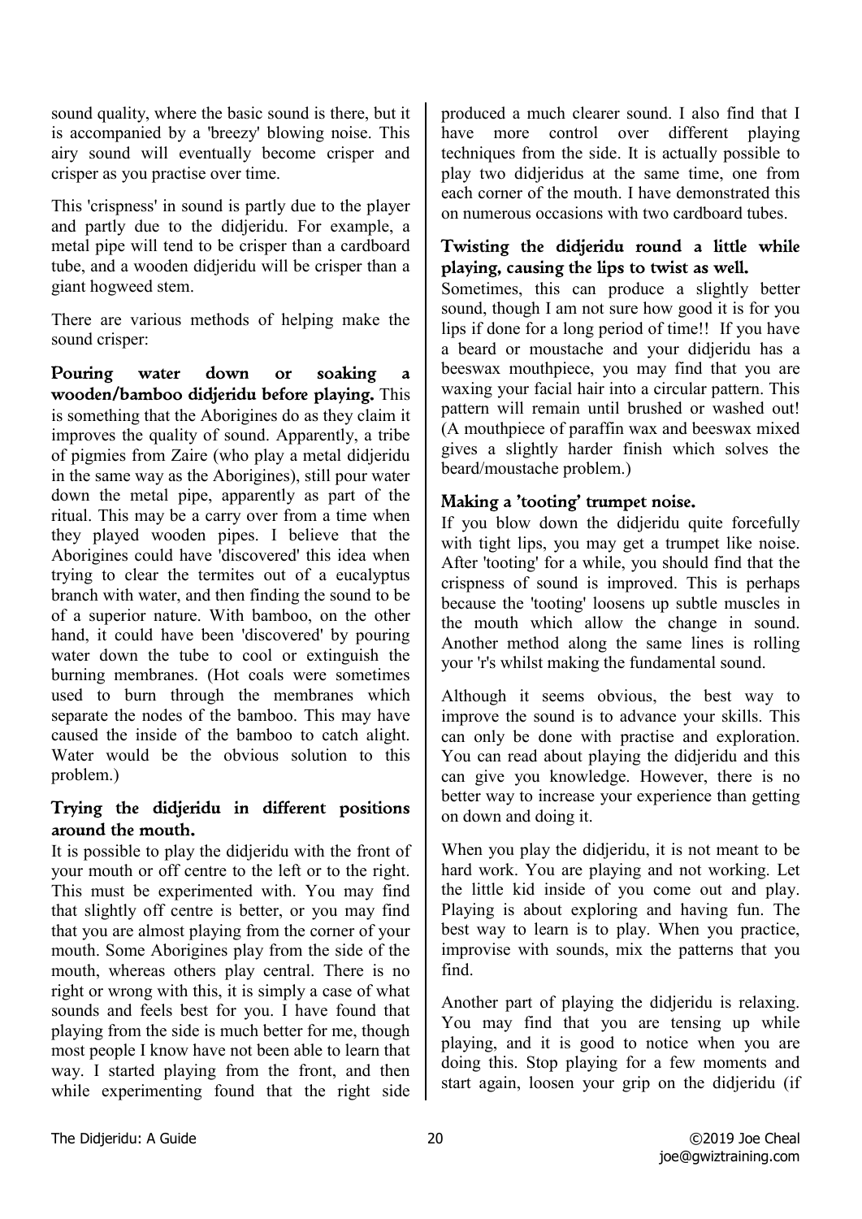sound quality, where the basic sound is there, but it is accompanied by a 'breezy' blowing noise. This airy sound will eventually become crisper and crisper as you practise over time.

This 'crispness' in sound is partly due to the player and partly due to the didjeridu. For example, a metal pipe will tend to be crisper than a cardboard tube, and a wooden didjeridu will be crisper than a giant hogweed stem.

There are various methods of helping make the sound crisper:

**Pouring water down or soaking a wooden/bamboo didjeridu before playing.** This is something that the Aborigines do as they claim it improves the quality of sound. Apparently, a tribe of pigmies from Zaire (who play a metal didjeridu in the same way as the Aborigines), still pour water down the metal pipe, apparently as part of the ritual. This may be a carry over from a time when they played wooden pipes. I believe that the Aborigines could have 'discovered' this idea when trying to clear the termites out of a eucalyptus branch with water, and then finding the sound to be of a superior nature. With bamboo, on the other hand, it could have been 'discovered' by pouring water down the tube to cool or extinguish the burning membranes. (Hot coals were sometimes used to burn through the membranes which separate the nodes of the bamboo. This may have caused the inside of the bamboo to catch alight. Water would be the obvious solution to this problem.)

**Trying the didjeridu in different positions around the mouth.**

It is possible to play the didjeridu with the front of your mouth or off centre to the left or to the right. This must be experimented with. You may find that slightly off centre is better, or you may find that you are almost playing from the corner of your mouth. Some Aborigines play from the side of the mouth, whereas others play central. There is no right or wrong with this, it is simply a case of what sounds and feels best for you. I have found that playing from the side is much better for me, though most people I know have not been able to learn that way. I started playing from the front, and then while experimenting found that the right side produced a much clearer sound. I also find that I have more control over different playing techniques from the side. It is actually possible to play two didjeridus at the same time, one from each corner of the mouth. I have demonstrated this on numerous occasions with two cardboard tubes.

**Twisting the didjeridu round a little while playing, causing the lips to twist as well.**

Sometimes, this can produce a slightly better sound, though I am not sure how good it is for you lips if done for a long period of time!! If you have a beard or moustache and your didjeridu has a beeswax mouthpiece, you may find that you are waxing your facial hair into a circular pattern. This pattern will remain until brushed or washed out! (A mouthpiece of paraffin wax and beeswax mixed gives a slightly harder finish which solves the beard/moustache problem.)

**Making a 'tooting' trumpet noise.**

If you blow down the didjeridu quite forcefully with tight lips, you may get a trumpet like noise. After 'tooting' for a while, you should find that the crispness of sound is improved. This is perhaps because the 'tooting' loosens up subtle muscles in the mouth which allow the change in sound. Another method along the same lines is rolling your 'r's whilst making the fundamental sound.

Although it seems obvious, the best way to improve the sound is to advance your skills. This can only be done with practise and exploration. You can read about playing the didjeridu and this can give you knowledge. However, there is no better way to increase your experience than getting on down and doing it.

When you play the didjeridu, it is not meant to be hard work. You are playing and not working. Let the little kid inside of you come out and play. Playing is about exploring and having fun. The best way to learn is to play. When you practice, improvise with sounds, mix the patterns that you find.

Another part of playing the didjeridu is relaxing. You may find that you are tensing up while playing, and it is good to notice when you are doing this. Stop playing for a few moments and start again, loosen your grip on the didjeridu (if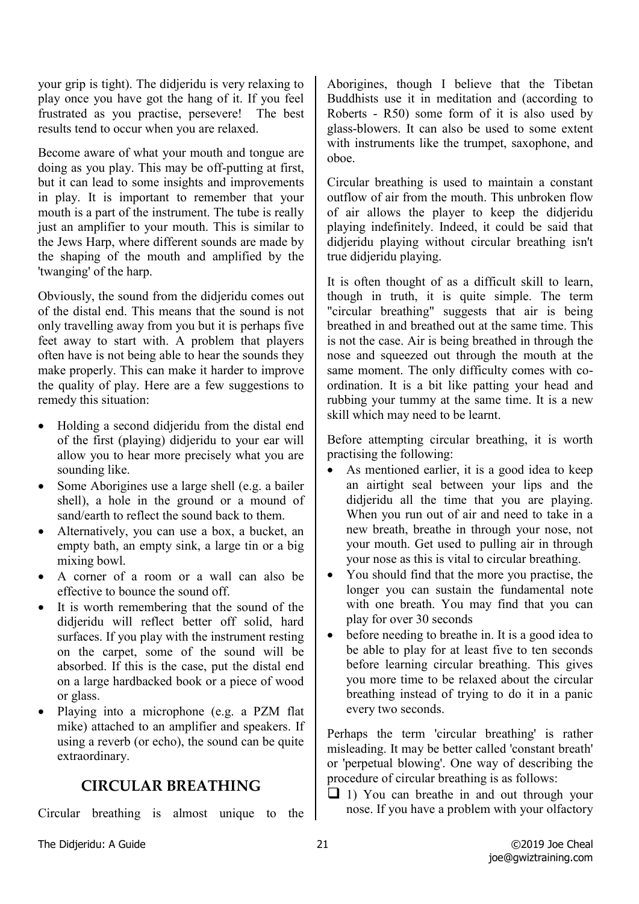your grip is tight). The didjeridu is very relaxing to play once you have got the hang of it. If you feel frustrated as you practise, persevere! The best results tend to occur when you are relaxed.

Become aware of what your mouth and tongue are doing as you play. This may be off-putting at first, but it can lead to some insights and improvements in play. It is important to remember that your mouth is a part of the instrument. The tube is really just an amplifier to your mouth. This is similar to the Jews Harp, where different sounds are made by the shaping of the mouth and amplified by the 'twanging' of the harp.

Obviously, the sound from the didjeridu comes out of the distal end. This means that the sound is not only travelling away from you but it is perhaps five feet away to start with. A problem that players often have is not being able to hear the sounds they make properly. This can make it harder to improve the quality of play. Here are a few suggestions to remedy this situation:

- Holding a second didjeridu from the distal end of the first (playing) didjeridu to your ear will allow you to hear more precisely what you are sounding like.
- Some Aborigines use a large shell (e.g. a bailer shell), a hole in the ground or a mound of sand/earth to reflect the sound back to them.
- Alternatively, you can use a box, a bucket, an empty bath, an empty sink, a large tin or a big mixing bowl.
- A corner of a room or a wall can also be effective to bounce the sound off.
- It is worth remembering that the sound of the didjeridu will reflect better off solid, hard surfaces. If you play with the instrument resting on the carpet, some of the sound will be absorbed. If this is the case, put the distal end on a large hardbacked book or a piece of wood or glass.
- Playing into a microphone (e.g. a PZM flat mike) attached to an amplifier and speakers. If using a reverb (or echo), the sound can be quite extraordinary.

## CIRCULAR BREATHING

Circular breathing is almost unique to the Aborigines, though I believe that the Tibetan Buddhists use it in meditation and (according to Roberts - R50) some form of it is also used by glass-blowers. It can also be used to some extent with instruments like the trumpet, saxophone, and oboe.

Circular breathing is used to maintain a constant outflow of air from the mouth. This unbroken flow of air allows the player to keep the didjeridu playing indefinitely. Indeed, it could be said that didjeridu playing without circular breathing isn't true didjeridu playing.

It is often thought of as a difficult skill to learn, though in truth, it is quite simple. The term "circular breathing" suggests that air is being breathed in and breathed out at the same time. This is not the case. Air is being breathed in through the nose and squeezed out through the mouth at the same moment. The only difficulty comes with co-ordination. It is a bit like patting your head and rubbing your tummy at the same time. It is a new skill which may need to be learnt.

Before attempting circular breathing, it is worth practising the following:

- As mentioned earlier, it is a good idea to keep an airtight seal between your lips and the didjeridu all the time that you are playing. When you run out of air and need to take in a new breath, breathe in through your nose, not your mouth. Get used to pulling air in through your nose as this is vital to circular breathing.
- You should find that the more you practise, the longer you can sustain the fundamental note with one breath. You may find that you can play for over 30 seconds
- before needing to breathe in. It is a good idea to be able to play for at least five to ten seconds before learning circular breathing. This gives you more time to be relaxed about the circular breathing instead of trying to do it in a panic every two seconds.

Perhaps the term 'circular breathing' is rather misleading. It may be better called 'constant breath' or 'perpetual blowing'. One way of describing the procedure of circular breathing is as follows:

- ❑ 1) You can breathe in and out through your nose. If you have a problem with your olfactory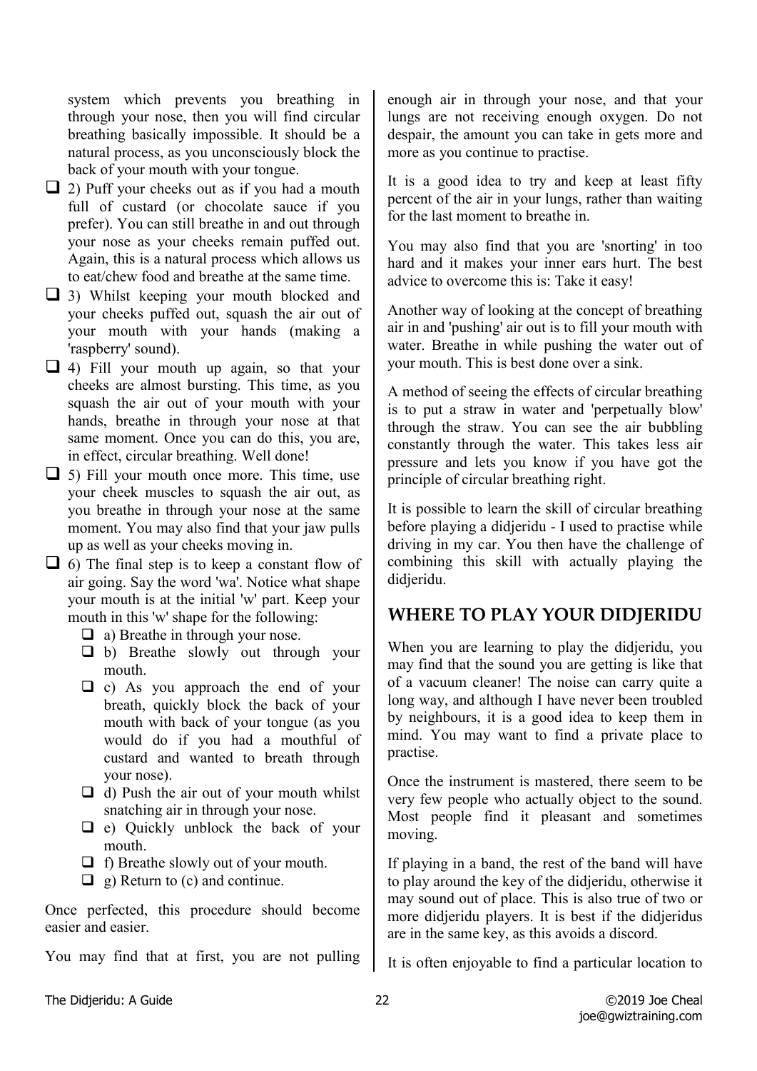system which prevents you breathing in through your nose, then you will find circular breathing basically impossible. It should be a natural process, as you unconsciously block the back of your mouth with your tongue.

- ☐ 2) Puff your cheeks out as if you had a mouth full of custard (or chocolate sauce if you prefer). You can still breathe in and out through your nose as your cheeks remain puffed out. Again, this is a natural process which allows us to eat/chew food and breathe at the same time.
- ☐ 3) Whilst keeping your mouth blocked and your cheeks puffed out, squash the air out of your mouth with your hands (making a 'raspberry' sound).
- ☐ 4) Fill your mouth up again, so that your cheeks are almost bursting. This time, as you squash the air out of your mouth with your hands, breathe in through your nose at that same moment. Once you can do this, you are, in effect, circular breathing. Well done!
- ☐ 5) Fill your mouth once more. This time, use your cheek muscles to squash the air out, as you breathe in through your nose at the same moment. You may also find that your jaw pulls up as well as your cheeks moving in.
- ☐ 6) The final step is to keep a constant flow of air going. Say the word 'wa'. Notice what shape your mouth is at the initial 'w' part. Keep your mouth in this 'w' shape for the following:
  - ☐ a) Breathe in through your nose.
  - ☐ b) Breathe slowly out through your mouth.
  - ☐ c) As you approach the end of your breath, quickly block the back of your mouth with back of your tongue (as you would do if you had a mouthful of custard and wanted to breath through your nose).
  - ☐ d) Push the air out of your mouth whilst snatching air in through your nose.
  - ☐ e) Quickly unblock the back of your mouth.
  - ☐ f) Breathe slowly out of your mouth.
  - ☐ g) Return to (c) and continue.

Once perfected, this procedure should become easier and easier.

You may find that at first, you are not pulling enough air in through your nose, and that your lungs are not receiving enough oxygen. Do not despair, the amount you can take in gets more and more as you continue to practise.

It is a good idea to try and keep at least fifty percent of the air in your lungs, rather than waiting for the last moment to breathe in.

You may also find that you are 'snorting' in too hard and it makes your inner ears hurt. The best advice to overcome this is: Take it easy!

Another way of looking at the concept of breathing air in and 'pushing' air out is to fill your mouth with water. Breathe in while pushing the water out of your mouth. This is best done over a sink.

A method of seeing the effects of circular breathing is to put a straw in water and 'perpetually blow' through the straw. You can see the air bubbling constantly through the water. This takes less air pressure and lets you know if you have got the principle of circular breathing right.

It is possible to learn the skill of circular breathing before playing a didjeridu - I used to practise while driving in my car. You then have the challenge of combining this skill with actually playing the didjeridu.

## WHERE TO PLAY YOUR DIDJERIDU

When you are learning to play the didjeridu, you may find that the sound you are getting is like that of a vacuum cleaner! The noise can carry quite a long way, and although I have never been troubled by neighbours, it is a good idea to keep them in mind. You may want to find a private place to practise.

Once the instrument is mastered, there seem to be very few people who actually object to the sound. Most people find it pleasant and sometimes moving.

If playing in a band, the rest of the band will have to play around the key of the didjeridu, otherwise it may sound out of place. This is also true of two or more didjeridu players. It is best if the didjeridus are in the same key, as this avoids a discord.

It is often enjoyable to find a particular location to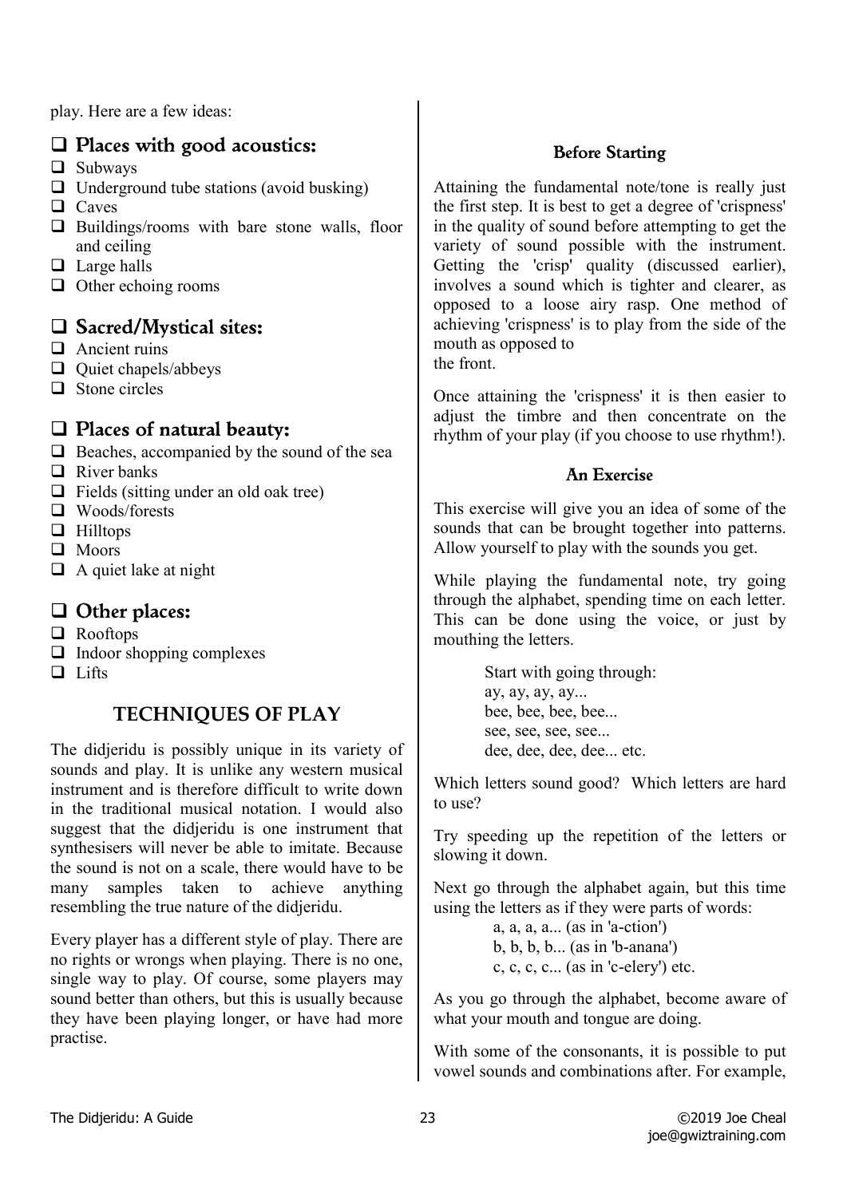play. Here are a few ideas:

## ❑ Places with good acoustics:

- ❑ Subways
- ❑ Underground tube stations (avoid busking)
- ❑ Caves
- ❑ Buildings/rooms with bare stone walls, floor and ceiling
- ❑ Large halls
- ❑ Other echoing rooms

## ❑ Sacred/Mystical sites:

- ❑ Ancient ruins
- ❑ Quiet chapels/abbeys
- ❑ Stone circles

## ❑ Places of natural beauty:

- ❑ Beaches, accompanied by the sound of the sea
- ❑ River banks
- ❑ Fields (sitting under an old oak tree)
- ❑ Woods/forests
- ❑ Hilltops
- ❑ Moors
- ❑ A quiet lake at night

## ❑ Other places:

- ❑ Rooftops
- ❑ Indoor shopping complexes
- ❑ Lifts

# TECHNIQUES OF PLAY

The didjeridu is possibly unique in its variety of sounds and play. It is unlike any western musical instrument and is therefore difficult to write down in the traditional musical notation. I would also suggest that the didjeridu is one instrument that synthesisers will never be able to imitate. Because the sound is not on a scale, there would have to be many samples taken to achieve anything resembling the true nature of the didjeridu.

Every player has a different style of play. There are no rights or wrongs when playing. There is no one, single way to play. Of course, some players may sound better than others, but this is usually because they have been playing longer, or have had more practise.

### Before Starting

Attaining the fundamental note/tone is really just the first step. It is best to get a degree of 'crispness' in the quality of sound before attempting to get the variety of sound possible with the instrument. Getting the 'crisp' quality (discussed earlier), involves a sound which is tighter and clearer, as opposed to a loose airy rasp. One method of achieving 'crispness' is to play from the side of the mouth as opposed to
the front.

Once attaining the 'crispness' it is then easier to adjust the timbre and then concentrate on the rhythm of your play (if you choose to use rhythm!).

### An Exercise

This exercise will give you an idea of some of the sounds that can be brought together into patterns. Allow yourself to play with the sounds you get.

While playing the fundamental note, try going through the alphabet, spending time on each letter. This can be done using the voice, or just by mouthing the letters.

> Start with going through:
> ay, ay, ay, ay...
> bee, bee, bee, bee...
> see, see, see, see...
> dee, dee, dee, dee... etc.

Which letters sound good? Which letters are hard to use?

Try speeding up the repetition of the letters or slowing it down.

Next go through the alphabet again, but this time using the letters as if they were parts of words:

> a, a, a, a... (as in 'a-ction')
> b, b, b, b... (as in 'b-anana')
> c, c, c, c... (as in 'c-elery') etc.

As you go through the alphabet, become aware of what your mouth and tongue are doing.

With some of the consonants, it is possible to put vowel sounds and combinations after. For example,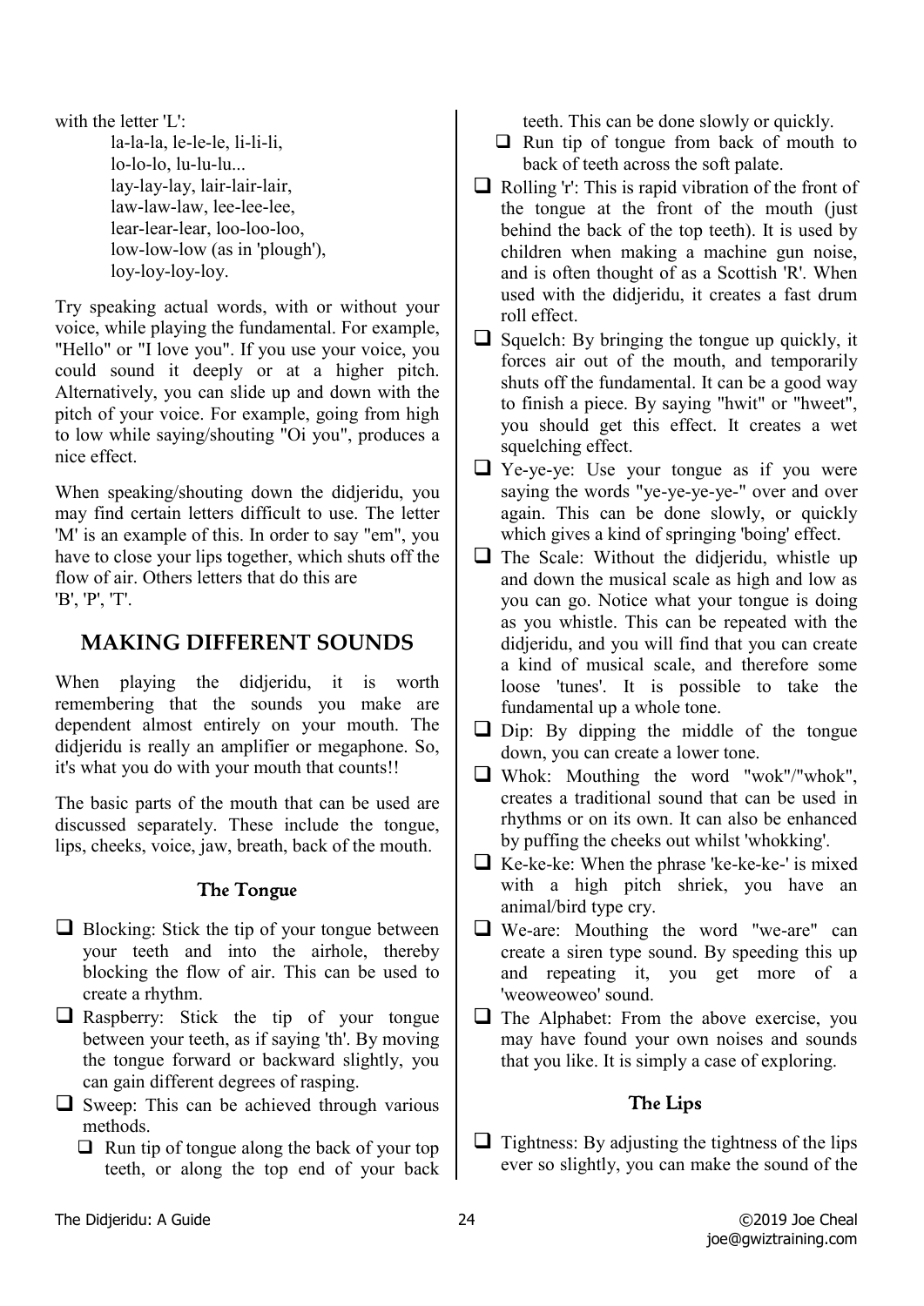with the letter 'L':

> la-la-la, le-le-le, li-li-li,
> lo-lo-lo, lu-lu-lu...
> lay-lay-lay, lair-lair-lair,
> law-law-law, lee-lee-lee,
> lear-lear-lear, loo-loo-loo,
> low-low-low (as in 'plough'),
> loy-loy-loy-loy.

Try speaking actual words, with or without your voice, while playing the fundamental. For example, "Hello" or "I love you". If you use your voice, you could sound it deeply or at a higher pitch. Alternatively, you can slide up and down with the pitch of your voice. For example, going from high to low while saying/shouting "Oi you", produces a nice effect.

When speaking/shouting down the didjeridu, you may find certain letters difficult to use. The letter 'M' is an example of this. In order to say "em", you have to close your lips together, which shuts off the flow of air. Others letters that do this are 'B', 'P', 'T'.

## MAKING DIFFERENT SOUNDS

When playing the didjeridu, it is worth remembering that the sounds you make are dependent almost entirely on your mouth. The didjeridu is really an amplifier or megaphone. So, it's what you do with your mouth that counts!!

The basic parts of the mouth that can be used are discussed separately. These include the tongue, lips, cheeks, voice, jaw, breath, back of the mouth.

### The Tongue

- ❑ Blocking: Stick the tip of your tongue between your teeth and into the airhole, thereby blocking the flow of air. This can be used to create a rhythm.
- ❑ Raspberry: Stick the tip of your tongue between your teeth, as if saying 'th'. By moving the tongue forward or backward slightly, you can gain different degrees of rasping.
- ❑ Sweep: This can be achieved through various methods.
  - ❑ Run tip of tongue along the back of your top teeth, or along the top end of your back teeth. This can be done slowly or quickly.
  - ❑ Run tip of tongue from back of mouth to back of teeth across the soft palate.
- ❑ Rolling 'r': This is rapid vibration of the front of the tongue at the front of the mouth (just behind the back of the top teeth). It is used by children when making a machine gun noise, and is often thought of as a Scottish 'R'. When used with the didjeridu, it creates a fast drum roll effect.
- ❑ Squelch: By bringing the tongue up quickly, it forces air out of the mouth, and temporarily shuts off the fundamental. It can be a good way to finish a piece. By saying "hwit" or "hweet", you should get this effect. It creates a wet squelching effect.
- ❑ Ye-ye-ye: Use your tongue as if you were saying the words "ye-ye-ye-ye-" over and over again. This can be done slowly, or quickly which gives a kind of springing 'boing' effect.
- ❑ The Scale: Without the didjeridu, whistle up and down the musical scale as high and low as you can go. Notice what your tongue is doing as you whistle. This can be repeated with the didjeridu, and you will find that you can create a kind of musical scale, and therefore some loose 'tunes'. It is possible to take the fundamental up a whole tone.
- ❑ Dip: By dipping the middle of the tongue down, you can create a lower tone.
- ❑ Whok: Mouthing the word "wok"/"whok", creates a traditional sound that can be used in rhythms or on its own. It can also be enhanced by puffing the cheeks out whilst 'whokking'.
- ❑ Ke-ke-ke: When the phrase 'ke-ke-ke-' is mixed with a high pitch shriek, you have an animal/bird type cry.
- ❑ We-are: Mouthing the word "we-are" can create a siren type sound. By speeding this up and repeating it, you get more of a 'weoweoweo' sound.
- ❑ The Alphabet: From the above exercise, you may have found your own noises and sounds that you like. It is simply a case of exploring.

### The Lips

- ❑ Tightness: By adjusting the tightness of the lips ever so slightly, you can make the sound of the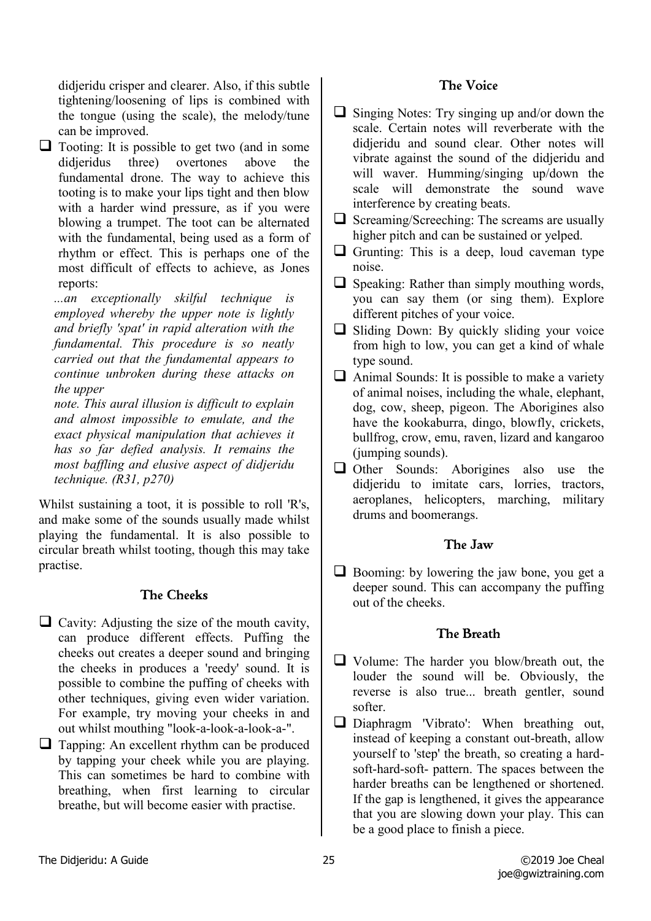didjeridu crisper and clearer. Also, if this subtle tightening/loosening of lips is combined with the tongue (using the scale), the melody/tune can be improved.

- Tooting: It is possible to get two (and in some didjeridus three) overtones above the fundamental drone. The way to achieve this tooting is to make your lips tight and then blow with a harder wind pressure, as if you were blowing a trumpet. The toot can be alternated with the fundamental, being used as a form of rhythm or effect. This is perhaps one of the most difficult of effects to achieve, as Jones reports:

  *...an exceptionally skilful technique is employed whereby the upper note is lightly and briefly 'spat' in rapid alteration with the fundamental. This procedure is so neatly carried out that the fundamental appears to continue unbroken during these attacks on the upper note. This aural illusion is difficult to explain and almost impossible to emulate, and the exact physical manipulation that achieves it has so far defied analysis. It remains the most baffling and elusive aspect of didjeridu technique. (R31, p270)*

Whilst sustaining a toot, it is possible to roll 'R's, and make some of the sounds usually made whilst playing the fundamental. It is also possible to circular breath whilst tooting, though this may take practise.

## The Cheeks

- Cavity: Adjusting the size of the mouth cavity, can produce different effects. Puffing the cheeks out creates a deeper sound and bringing the cheeks in produces a 'reedy' sound. It is possible to combine the puffing of cheeks with other techniques, giving even wider variation. For example, try moving your cheeks in and out whilst mouthing "look-a-look-a-look-a-".
- Tapping: An excellent rhythm can be produced by tapping your cheek while you are playing. This can sometimes be hard to combine with breathing, when first learning to circular breathe, but will become easier with practise.

## The Voice

- Singing Notes: Try singing up and/or down the scale. Certain notes will reverberate with the didjeridu and sound clear. Other notes will vibrate against the sound of the didjeridu and will waver. Humming/singing up/down the scale will demonstrate the sound wave interference by creating beats.
- Screaming/Screeching: The screams are usually higher pitch and can be sustained or yelped.
- Grunting: This is a deep, loud caveman type noise.
- Speaking: Rather than simply mouthing words, you can say them (or sing them). Explore different pitches of your voice.
- Sliding Down: By quickly sliding your voice from high to low, you can get a kind of whale type sound.
- Animal Sounds: It is possible to make a variety of animal noises, including the whale, elephant, dog, cow, sheep, pigeon. The Aborigines also have the kookaburra, dingo, blowfly, crickets, bullfrog, crow, emu, raven, lizard and kangaroo (jumping sounds).
- Other Sounds: Aborigines also use the didjeridu to imitate cars, lorries, tractors, aeroplanes, helicopters, marching, military drums and boomerangs.

## The Jaw

- Booming: by lowering the jaw bone, you get a deeper sound. This can accompany the puffing out of the cheeks.

## The Breath

- Volume: The harder you blow/breath out, the louder the sound will be. Obviously, the reverse is also true... breath gentler, sound softer.
- Diaphragm 'Vibrato': When breathing out, instead of keeping a constant out-breath, allow yourself to 'step' the breath, so creating a hard-soft-hard-soft- pattern. The spaces between the harder breaths can be lengthened or shortened. If the gap is lengthened, it gives the appearance that you are slowing down your play. This can be a good place to finish a piece.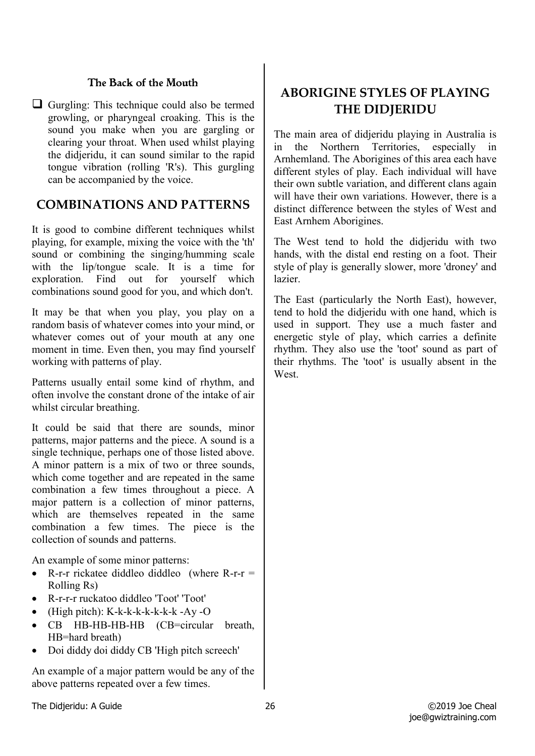### The Back of the Mouth

- [ ] Gurgling: This technique could also be termed growling, or pharyngeal croaking. This is the sound you make when you are gargling or clearing your throat. When used whilst playing the didjeridu, it can sound similar to the rapid tongue vibration (rolling 'R's). This gurgling can be accompanied by the voice.

## COMBINATIONS AND PATTERNS

It is good to combine different techniques whilst playing, for example, mixing the voice with the 'th' sound or combining the singing/humming scale with the lip/tongue scale. It is a time for exploration. Find out for yourself which combinations sound good for you, and which don't.

It may be that when you play, you play on a random basis of whatever comes into your mind, or whatever comes out of your mouth at any one moment in time. Even then, you may find yourself working with patterns of play.

Patterns usually entail some kind of rhythm, and often involve the constant drone of the intake of air whilst circular breathing.

It could be said that there are sounds, minor patterns, major patterns and the piece. A sound is a single technique, perhaps one of those listed above. A minor pattern is a mix of two or three sounds, which come together and are repeated in the same combination a few times throughout a piece. A major pattern is a collection of minor patterns, which are themselves repeated in the same combination a few times. The piece is the collection of sounds and patterns.

An example of some minor patterns:

- R-r-r rickatee diddleo diddleo (where R-r-r = Rolling Rs)
- R-r-r-r ruckatoo diddleo 'Toot' 'Toot'
- (High pitch): K-k-k-k-k-k-k-k -Ay -O
- CB HB-HB-HB-HB (CB=circular breath, HB=hard breath)
- Doi diddy doi diddy CB 'High pitch screech'

An example of a major pattern would be any of the above patterns repeated over a few times.

## ABORIGINE STYLES OF PLAYING THE DIDJERIDU

The main area of didjeridu playing in Australia is in the Northern Territories, especially in Arnhemland. The Aborigines of this area each have different styles of play. Each individual will have their own subtle variation, and different clans again will have their own variations. However, there is a distinct difference between the styles of West and East Arnhem Aborigines.

The West tend to hold the didjeridu with two hands, with the distal end resting on a foot. Their style of play is generally slower, more 'droney' and lazier.

The East (particularly the North East), however, tend to hold the didjeridu with one hand, which is used in support. They use a much faster and energetic style of play, which carries a definite rhythm. They also use the 'toot' sound as part of their rhythms. The 'toot' is usually absent in the West.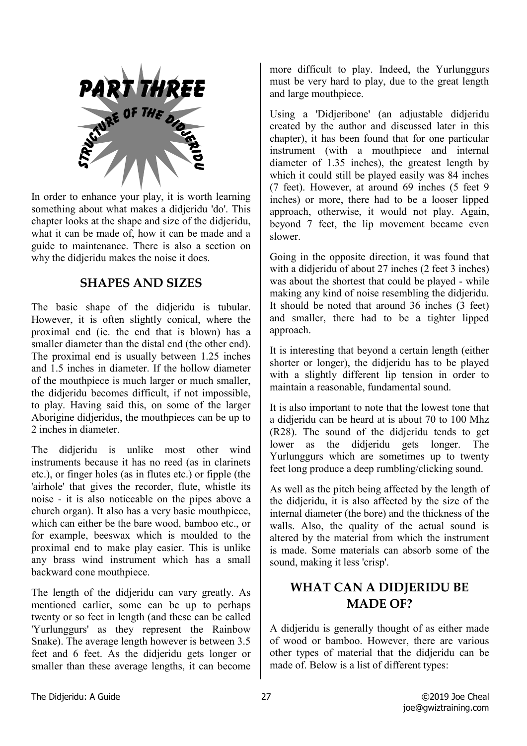# PART THREE

## STRUCTURE OF THE DIDJERIDU

In order to enhance your play, it is worth learning something about what makes a didjeridu 'do'. This chapter looks at the shape and size of the didjeridu, what it can be made of, how it can be made and a guide to maintenance. There is also a section on why the didjeridu makes the noise it does.

### SHAPES AND SIZES

The basic shape of the didjeridu is tubular. However, it is often slightly conical, where the proximal end (ie. the end that is blown) has a smaller diameter than the distal end (the other end). The proximal end is usually between 1.25 inches and 1.5 inches in diameter. If the hollow diameter of the mouthpiece is much larger or much smaller, the didjeridu becomes difficult, if not impossible, to play. Having said this, on some of the larger Aborigine didjeridus, the mouthpieces can be up to 2 inches in diameter.

The didjeridu is unlike most other wind instruments because it has no reed (as in clarinets etc.), or finger holes (as in flutes etc.) or fipple (the 'airhole' that gives the recorder, flute, whistle its noise - it is also noticeable on the pipes above a church organ). It also has a very basic mouthpiece, which can either be the bare wood, bamboo etc., or for example, beeswax which is moulded to the proximal end to make play easier. This is unlike any brass wind instrument which has a small backward cone mouthpiece.

The length of the didjeridu can vary greatly. As mentioned earlier, some can be up to perhaps twenty or so feet in length (and these can be called 'Yurlunggurs' as they represent the Rainbow Snake). The average length however is between 3.5 feet and 6 feet. As the didjeridu gets longer or smaller than these average lengths, it can become more difficult to play. Indeed, the Yurlunggurs must be very hard to play, due to the great length and large mouthpiece.

Using a 'Didjeribone' (an adjustable didjeridu created by the author and discussed later in this chapter), it has been found that for one particular instrument (with a mouthpiece and internal diameter of 1.35 inches), the greatest length by which it could still be played easily was 84 inches (7 feet). However, at around 69 inches (5 feet 9 inches) or more, there had to be a looser lipped approach, otherwise, it would not play. Again, beyond 7 feet, the lip movement became even slower.

Going in the opposite direction, it was found that with a didjeridu of about 27 inches (2 feet 3 inches) was about the shortest that could be played - while making any kind of noise resembling the didjeridu. It should be noted that around 36 inches (3 feet) and smaller, there had to be a tighter lipped approach.

It is interesting that beyond a certain length (either shorter or longer), the didjeridu has to be played with a slightly different lip tension in order to maintain a reasonable, fundamental sound.

It is also important to note that the lowest tone that a didjeridu can be heard at is about 70 to 100 Mhz (R28). The sound of the didjeridu tends to get lower as the didjeridu gets longer. The Yurlunggurs which are sometimes up to twenty feet long produce a deep rumbling/clicking sound.

As well as the pitch being affected by the length of the didjeridu, it is also affected by the size of the internal diameter (the bore) and the thickness of the walls. Also, the quality of the actual sound is altered by the material from which the instrument is made. Some materials can absorb some of the sound, making it less 'crisp'.

### WHAT CAN A DIDJERIDU BE MADE OF?

A didjeridu is generally thought of as either made of wood or bamboo. However, there are various other types of material that the didjeridu can be made of. Below is a list of different types: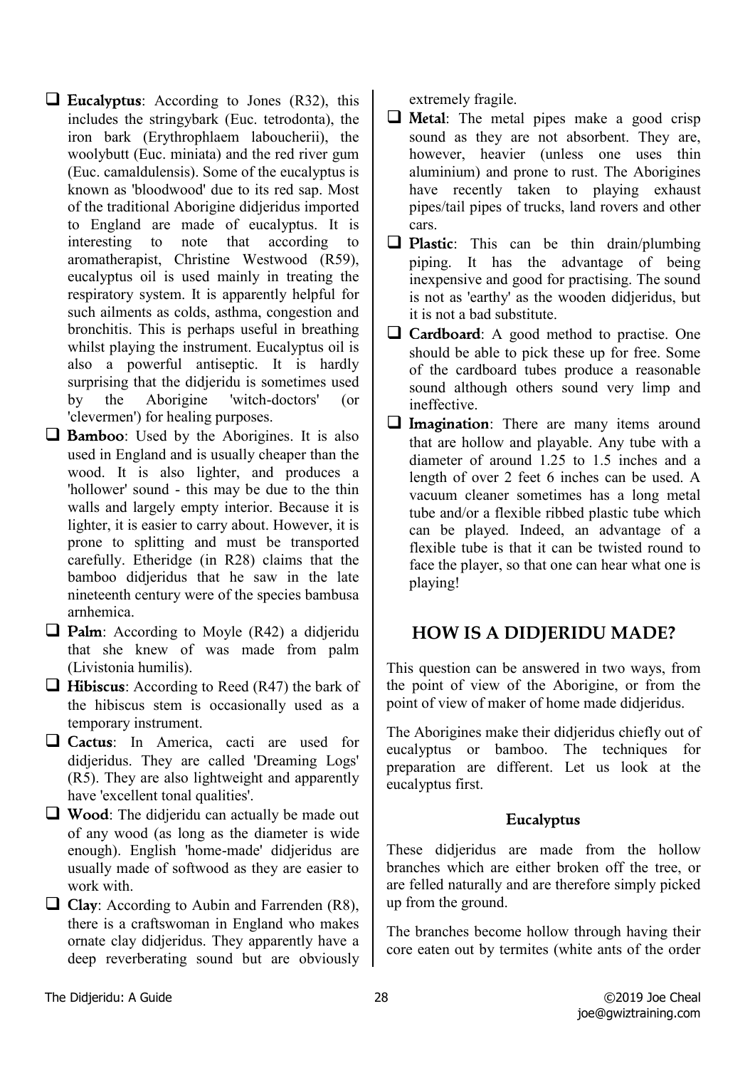- **Eucalyptus**: According to Jones (R32), this includes the stringybark (Euc. tetrodonta), the iron bark (Erythrophlaem laboucherii), the woolybutt (Euc. miniata) and the red river gum (Euc. camaldulensis). Some of the eucalyptus is known as 'bloodwood' due to its red sap. Most of the traditional Aborigine didjeridus imported to England are made of eucalyptus. It is interesting to note that according to aromatherapist, Christine Westwood (R59), eucalyptus oil is used mainly in treating the respiratory system. It is apparently helpful for such ailments as colds, asthma, congestion and bronchitis. This is perhaps useful in breathing whilst playing the instrument. Eucalyptus oil is also a powerful antiseptic. It is hardly surprising that the didjeridu is sometimes used by the Aborigine 'witch-doctors' (or 'clevermen') for healing purposes.
- **Bamboo**: Used by the Aborigines. It is also used in England and is usually cheaper than the wood. It is also lighter, and produces a 'hollower' sound - this may be due to the thin walls and largely empty interior. Because it is lighter, it is easier to carry about. However, it is prone to splitting and must be transported carefully. Etheridge (in R28) claims that the bamboo didjeridus that he saw in the late nineteenth century were of the species bambusa arnhemica.
- **Palm**: According to Moyle (R42) a didjeridu that she knew of was made from palm (Livistonia humilis).
- **Hibiscus**: According to Reed (R47) the bark of the hibiscus stem is occasionally used as a temporary instrument.
- **Cactus**: In America, cacti are used for didjeridus. They are called 'Dreaming Logs' (R5). They are also lightweight and apparently have 'excellent tonal qualities'.
- **Wood**: The didjeridu can actually be made out of any wood (as long as the diameter is wide enough). English 'home-made' didjeridus are usually made of softwood as they are easier to work with.
- **Clay**: According to Aubin and Farrenden (R8), there is a craftswoman in England who makes ornate clay didjeridus. They apparently have a deep reverberating sound but are obviously extremely fragile.
- **Metal**: The metal pipes make a good crisp sound as they are not absorbent. They are, however, heavier (unless one uses thin aluminium) and prone to rust. The Aborigines have recently taken to playing exhaust pipes/tail pipes of trucks, land rovers and other cars.
- **Plastic**: This can be thin drain/plumbing piping. It has the advantage of being inexpensive and good for practising. The sound is not as 'earthy' as the wooden didjeridus, but it is not a bad substitute.
- **Cardboard**: A good method to practise. One should be able to pick these up for free. Some of the cardboard tubes produce a reasonable sound although others sound very limp and ineffective.
- **Imagination**: There are many items around that are hollow and playable. Any tube with a diameter of around 1.25 to 1.5 inches and a length of over 2 feet 6 inches can be used. A vacuum cleaner sometimes has a long metal tube and/or a flexible ribbed plastic tube which can be played. Indeed, an advantage of a flexible tube is that it can be twisted round to face the player, so that one can hear what one is playing!

## HOW IS A DIDJERIDU MADE?

This question can be answered in two ways, from the point of view of the Aborigine, or from the point of view of maker of home made didjeridus.

The Aborigines make their didjeridus chiefly out of eucalyptus or bamboo. The techniques for preparation are different. Let us look at the eucalyptus first.

### Eucalyptus

These didjeridus are made from the hollow branches which are either broken off the tree, or are felled naturally and are therefore simply picked up from the ground.

The branches become hollow through having their core eaten out by termites (white ants of the order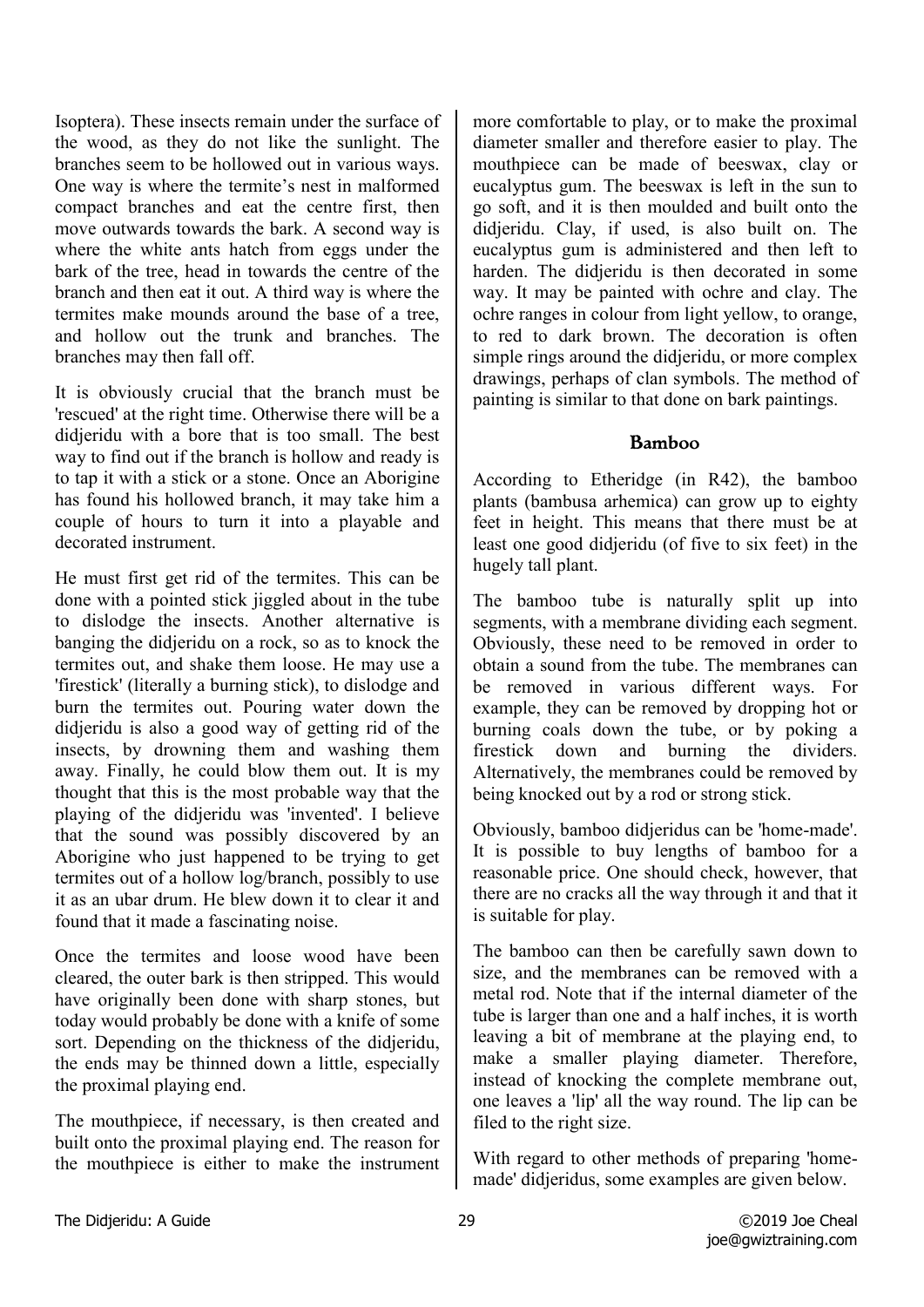Isoptera). These insects remain under the surface of the wood, as they do not like the sunlight. The branches seem to be hollowed out in various ways. One way is where the termite's nest in malformed compact branches and eat the centre first, then move outwards towards the bark. A second way is where the white ants hatch from eggs under the bark of the tree, head in towards the centre of the branch and then eat it out. A third way is where the termites make mounds around the base of a tree, and hollow out the trunk and branches. The branches may then fall off.

It is obviously crucial that the branch must be 'rescued' at the right time. Otherwise there will be a didjeridu with a bore that is too small. The best way to find out if the branch is hollow and ready is to tap it with a stick or a stone. Once an Aborigine has found his hollowed branch, it may take him a couple of hours to turn it into a playable and decorated instrument.

He must first get rid of the termites. This can be done with a pointed stick jiggled about in the tube to dislodge the insects. Another alternative is banging the didjeridu on a rock, so as to knock the termites out, and shake them loose. He may use a 'firestick' (literally a burning stick), to dislodge and burn the termites out. Pouring water down the didjeridu is also a good way of getting rid of the insects, by drowning them and washing them away. Finally, he could blow them out. It is my thought that this is the most probable way that the playing of the didjeridu was 'invented'. I believe that the sound was possibly discovered by an Aborigine who just happened to be trying to get termites out of a hollow log/branch, possibly to use it as an ubar drum. He blew down it to clear it and found that it made a fascinating noise.

Once the termites and loose wood have been cleared, the outer bark is then stripped. This would have originally been done with sharp stones, but today would probably be done with a knife of some sort. Depending on the thickness of the didjeridu, the ends may be thinned down a little, especially the proximal playing end.

The mouthpiece, if necessary, is then created and built onto the proximal playing end. The reason for the mouthpiece is either to make the instrument more comfortable to play, or to make the proximal diameter smaller and therefore easier to play. The mouthpiece can be made of beeswax, clay or eucalyptus gum. The beeswax is left in the sun to go soft, and it is then moulded and built onto the didjeridu. Clay, if used, is also built on. The eucalyptus gum is administered and then left to harden. The didjeridu is then decorated in some way. It may be painted with ochre and clay. The ochre ranges in colour from light yellow, to orange, to red to dark brown. The decoration is often simple rings around the didjeridu, or more complex drawings, perhaps of clan symbols. The method of painting is similar to that done on bark paintings.

### Bamboo

According to Etheridge (in R42), the bamboo plants (bambusa arhemica) can grow up to eighty feet in height. This means that there must be at least one good didjeridu (of five to six feet) in the hugely tall plant.

The bamboo tube is naturally split up into segments, with a membrane dividing each segment. Obviously, these need to be removed in order to obtain a sound from the tube. The membranes can be removed in various different ways. For example, they can be removed by dropping hot or burning coals down the tube, or by poking a firestick down and burning the dividers. Alternatively, the membranes could be removed by being knocked out by a rod or strong stick.

Obviously, bamboo didjeridus can be 'home-made'. It is possible to buy lengths of bamboo for a reasonable price. One should check, however, that there are no cracks all the way through it and that it is suitable for play.

The bamboo can then be carefully sawn down to size, and the membranes can be removed with a metal rod. Note that if the internal diameter of the tube is larger than one and a half inches, it is worth leaving a bit of membrane at the playing end, to make a smaller playing diameter. Therefore, instead of knocking the complete membrane out, one leaves a 'lip' all the way round. The lip can be filed to the right size.

With regard to other methods of preparing 'home-made' didjeridus, some examples are given below.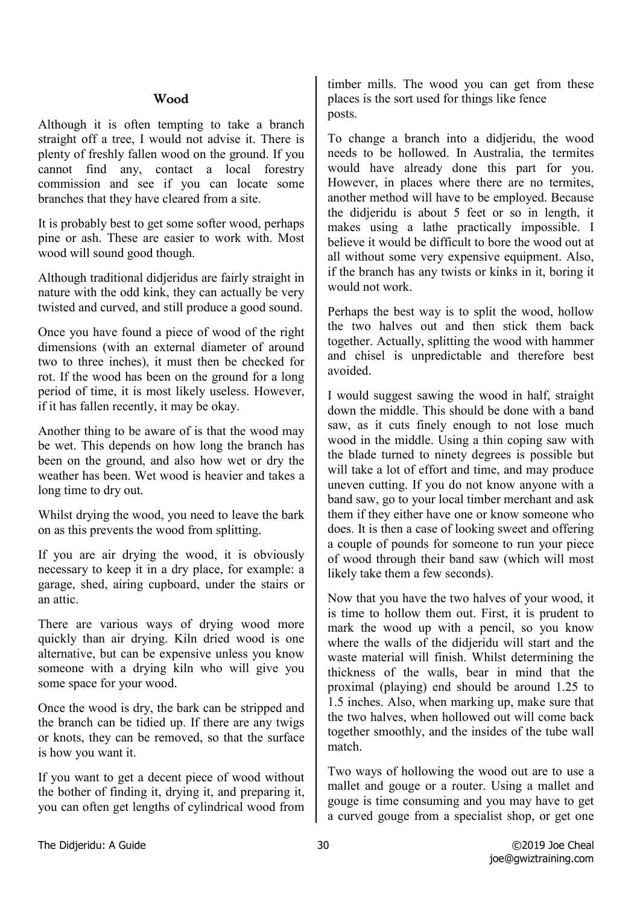### Wood

Although it is often tempting to take a branch straight off a tree, I would not advise it. There is plenty of freshly fallen wood on the ground. If you cannot find any, contact a local forestry commission and see if you can locate some branches that they have cleared from a site.

It is probably best to get some softer wood, perhaps pine or ash. These are easier to work with. Most wood will sound good though.

Although traditional didjeridus are fairly straight in nature with the odd kink, they can actually be very twisted and curved, and still produce a good sound.

Once you have found a piece of wood of the right dimensions (with an external diameter of around two to three inches), it must then be checked for rot. If the wood has been on the ground for a long period of time, it is most likely useless. However, if it has fallen recently, it may be okay.

Another thing to be aware of is that the wood may be wet. This depends on how long the branch has been on the ground, and also how wet or dry the weather has been. Wet wood is heavier and takes a long time to dry out.

Whilst drying the wood, you need to leave the bark on as this prevents the wood from splitting.

If you are air drying the wood, it is obviously necessary to keep it in a dry place, for example: a garage, shed, airing cupboard, under the stairs or an attic.

There are various ways of drying wood more quickly than air drying. Kiln dried wood is one alternative, but can be expensive unless you know someone with a drying kiln who will give you some space for your wood.

Once the wood is dry, the bark can be stripped and the branch can be tidied up. If there are any twigs or knots, they can be removed, so that the surface is how you want it.

If you want to get a decent piece of wood without the bother of finding it, drying it, and preparing it, you can often get lengths of cylindrical wood from timber mills. The wood you can get from these places is the sort used for things like fence posts.

To change a branch into a didjeridu, the wood needs to be hollowed. In Australia, the termites would have already done this part for you. However, in places where there are no termites, another method will have to be employed. Because the didjeridu is about 5 feet or so in length, it makes using a lathe practically impossible. I believe it would be difficult to bore the wood out at all without some very expensive equipment. Also, if the branch has any twists or kinks in it, boring it would not work.

Perhaps the best way is to split the wood, hollow the two halves out and then stick them back together. Actually, splitting the wood with hammer and chisel is unpredictable and therefore best avoided.

I would suggest sawing the wood in half, straight down the middle. This should be done with a band saw, as it cuts finely enough to not lose much wood in the middle. Using a thin coping saw with the blade turned to ninety degrees is possible but will take a lot of effort and time, and may produce uneven cutting. If you do not know anyone with a band saw, go to your local timber merchant and ask them if they either have one or know someone who does. It is then a case of looking sweet and offering a couple of pounds for someone to run your piece of wood through their band saw (which will most likely take them a few seconds).

Now that you have the two halves of your wood, it is time to hollow them out. First, it is prudent to mark the wood up with a pencil, so you know where the walls of the didjeridu will start and the waste material will finish. Whilst determining the thickness of the walls, bear in mind that the proximal (playing) end should be around 1.25 to 1.5 inches. Also, when marking up, make sure that the two halves, when hollowed out will come back together smoothly, and the insides of the tube wall match.

Two ways of hollowing the wood out are to use a mallet and gouge or a router. Using a mallet and gouge is time consuming and you may have to get a curved gouge from a specialist shop, or get one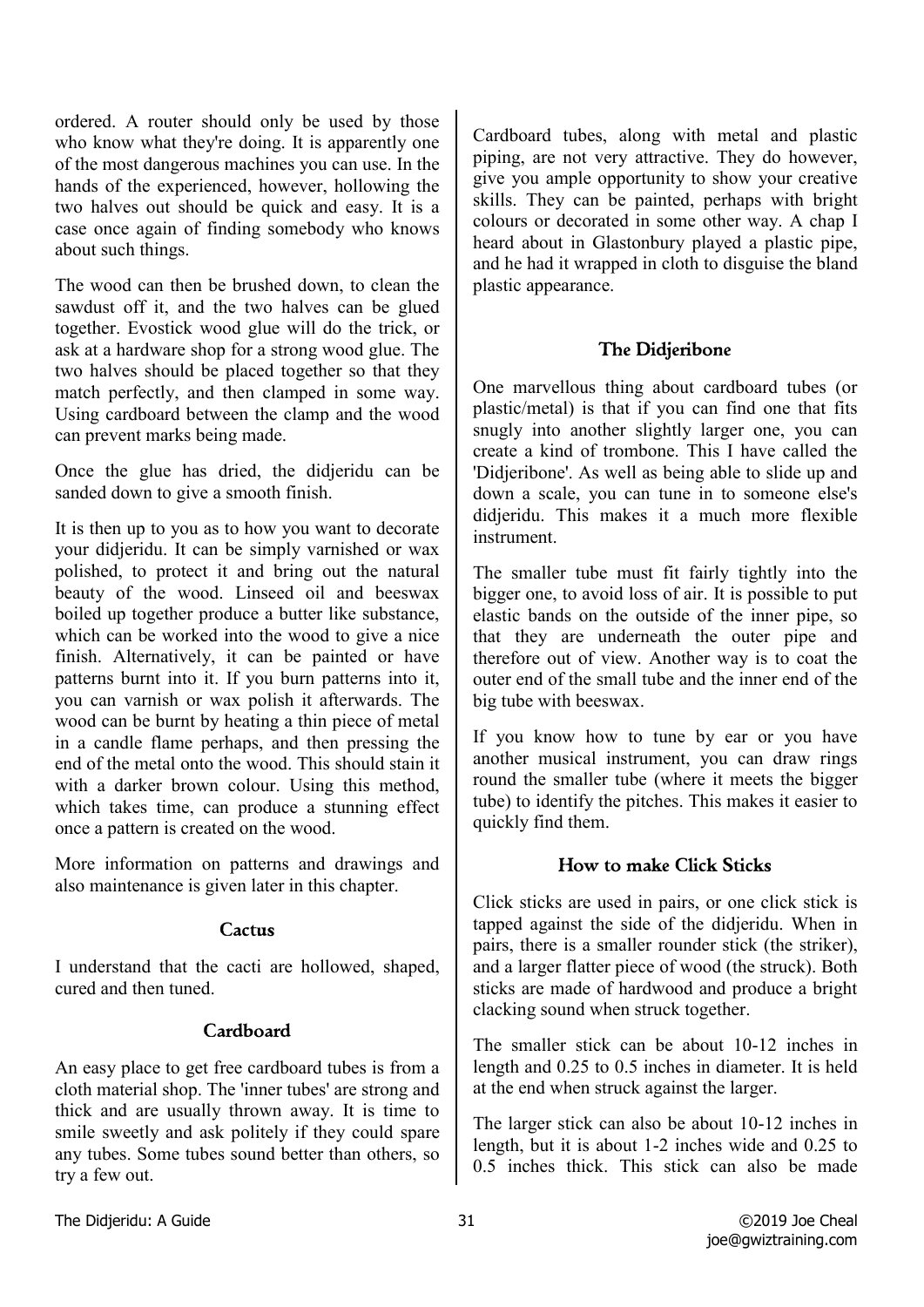ordered. A router should only be used by those who know what they're doing. It is apparently one of the most dangerous machines you can use. In the hands of the experienced, however, hollowing the two halves out should be quick and easy. It is a case once again of finding somebody who knows about such things.

The wood can then be brushed down, to clean the sawdust off it, and the two halves can be glued together. Evostick wood glue will do the trick, or ask at a hardware shop for a strong wood glue. The two halves should be placed together so that they match perfectly, and then clamped in some way. Using cardboard between the clamp and the wood can prevent marks being made.

Once the glue has dried, the didjeridu can be sanded down to give a smooth finish.

It is then up to you as to how you want to decorate your didjeridu. It can be simply varnished or wax polished, to protect it and bring out the natural beauty of the wood. Linseed oil and beeswax boiled up together produce a butter like substance, which can be worked into the wood to give a nice finish. Alternatively, it can be painted or have patterns burnt into it. If you burn patterns into it, you can varnish or wax polish it afterwards. The wood can be burnt by heating a thin piece of metal in a candle flame perhaps, and then pressing the end of the metal onto the wood. This should stain it with a darker brown colour. Using this method, which takes time, can produce a stunning effect once a pattern is created on the wood.

More information on patterns and drawings and also maintenance is given later in this chapter.

### Cactus

I understand that the cacti are hollowed, shaped, cured and then tuned.

### Cardboard

An easy place to get free cardboard tubes is from a cloth material shop. The 'inner tubes' are strong and thick and are usually thrown away. It is time to smile sweetly and ask politely if they could spare any tubes. Some tubes sound better than others, so try a few out.

Cardboard tubes, along with metal and plastic piping, are not very attractive. They do however, give you ample opportunity to show your creative skills. They can be painted, perhaps with bright colours or decorated in some other way. A chap I heard about in Glastonbury played a plastic pipe, and he had it wrapped in cloth to disguise the bland plastic appearance.

### The Didjeribone

One marvellous thing about cardboard tubes (or plastic/metal) is that if you can find one that fits snugly into another slightly larger one, you can create a kind of trombone. This I have called the 'Didjeribone'. As well as being able to slide up and down a scale, you can tune in to someone else's didjeridu. This makes it a much more flexible instrument.

The smaller tube must fit fairly tightly into the bigger one, to avoid loss of air. It is possible to put elastic bands on the outside of the inner pipe, so that they are underneath the outer pipe and therefore out of view. Another way is to coat the outer end of the small tube and the inner end of the big tube with beeswax.

If you know how to tune by ear or you have another musical instrument, you can draw rings round the smaller tube (where it meets the bigger tube) to identify the pitches. This makes it easier to quickly find them.

### How to make Click Sticks

Click sticks are used in pairs, or one click stick is tapped against the side of the didjeridu. When in pairs, there is a smaller rounder stick (the striker), and a larger flatter piece of wood (the struck). Both sticks are made of hardwood and produce a bright clacking sound when struck together.

The smaller stick can be about 10-12 inches in length and 0.25 to 0.5 inches in diameter. It is held at the end when struck against the larger.

The larger stick can also be about 10-12 inches in length, but it is about 1-2 inches wide and 0.25 to 0.5 inches thick. This stick can also be made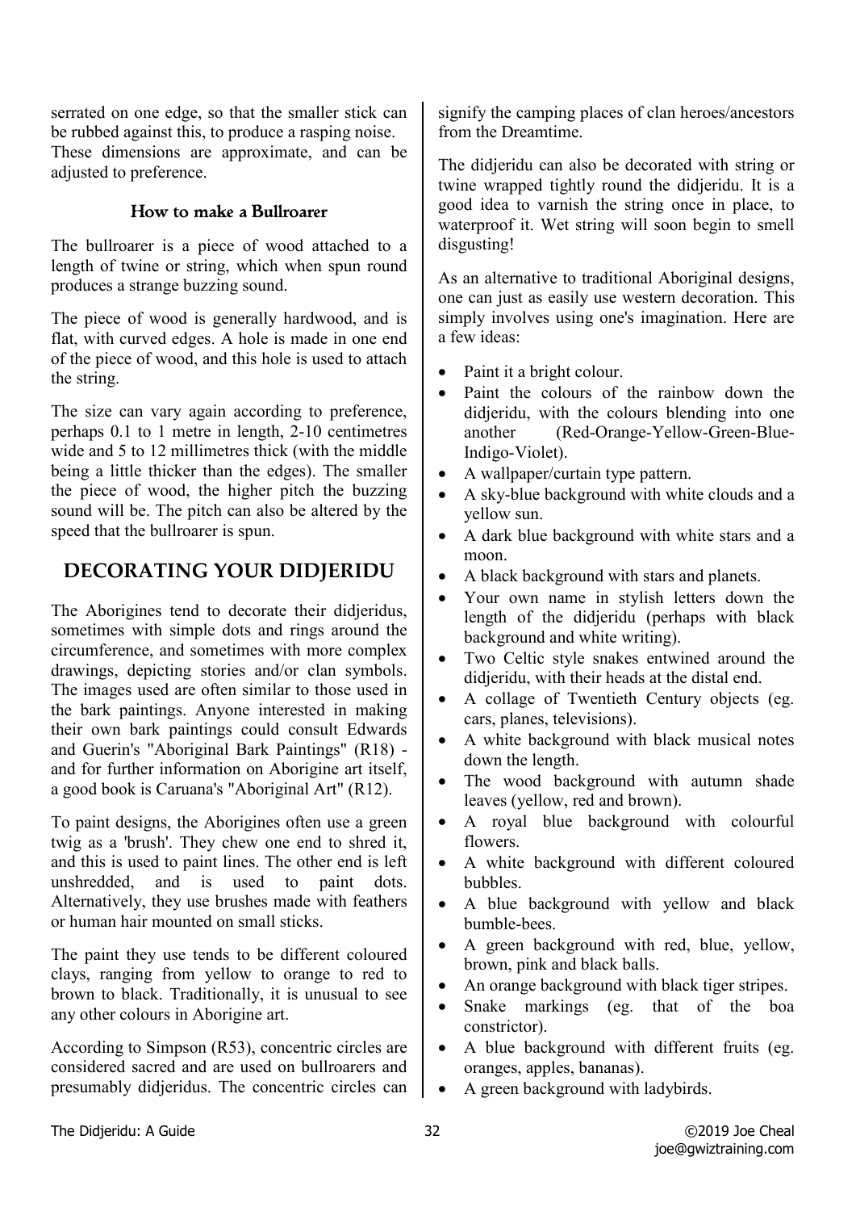serrated on one edge, so that the smaller stick can be rubbed against this, to produce a rasping noise. These dimensions are approximate, and can be adjusted to preference.

### How to make a Bullroarer

The bullroarer is a piece of wood attached to a length of twine or string, which when spun round produces a strange buzzing sound.

The piece of wood is generally hardwood, and is flat, with curved edges. A hole is made in one end of the piece of wood, and this hole is used to attach the string.

The size can vary again according to preference, perhaps 0.1 to 1 metre in length, 2-10 centimetres wide and 5 to 12 millimetres thick (with the middle being a little thicker than the edges). The smaller the piece of wood, the higher pitch the buzzing sound will be. The pitch can also be altered by the speed that the bullroarer is spun.

## DECORATING YOUR DIDJERIDU

The Aborigines tend to decorate their didjeridus, sometimes with simple dots and rings around the circumference, and sometimes with more complex drawings, depicting stories and/or clan symbols. The images used are often similar to those used in the bark paintings. Anyone interested in making their own bark paintings could consult Edwards and Guerin's "Aboriginal Bark Paintings" (R18) - and for further information on Aborigine art itself, a good book is Caruana's "Aboriginal Art" (R12).

To paint designs, the Aborigines often use a green twig as a 'brush'. They chew one end to shred it, and this is used to paint lines. The other end is left unshredded, and is used to paint dots. Alternatively, they use brushes made with feathers or human hair mounted on small sticks.

The paint they use tends to be different coloured clays, ranging from yellow to orange to red to brown to black. Traditionally, it is unusual to see any other colours in Aborigine art.

According to Simpson (R53), concentric circles are considered sacred and are used on bullroarers and presumably didjeridus. The concentric circles can signify the camping places of clan heroes/ancestors from the Dreamtime.

The didjeridu can also be decorated with string or twine wrapped tightly round the didjeridu. It is a good idea to varnish the string once in place, to waterproof it. Wet string will soon begin to smell disgusting!

As an alternative to traditional Aboriginal designs, one can just as easily use western decoration. This simply involves using one's imagination. Here are a few ideas:

- Paint it a bright colour.
- Paint the colours of the rainbow down the didjeridu, with the colours blending into one another (Red-Orange-Yellow-Green-Blue-Indigo-Violet).
- A wallpaper/curtain type pattern.
- A sky-blue background with white clouds and a yellow sun.
- A dark blue background with white stars and a moon.
- A black background with stars and planets.
- Your own name in stylish letters down the length of the didjeridu (perhaps with black background and white writing).
- Two Celtic style snakes entwined around the didjeridu, with their heads at the distal end.
- A collage of Twentieth Century objects (eg. cars, planes, televisions).
- A white background with black musical notes down the length.
- The wood background with autumn shade leaves (yellow, red and brown).
- A royal blue background with colourful flowers.
- A white background with different coloured bubbles.
- A blue background with yellow and black bumble-bees.
- A green background with red, blue, yellow, brown, pink and black balls.
- An orange background with black tiger stripes.
- Snake markings (eg. that of the boa constrictor).
- A blue background with different fruits (eg. oranges, apples, bananas).
- A green background with ladybirds.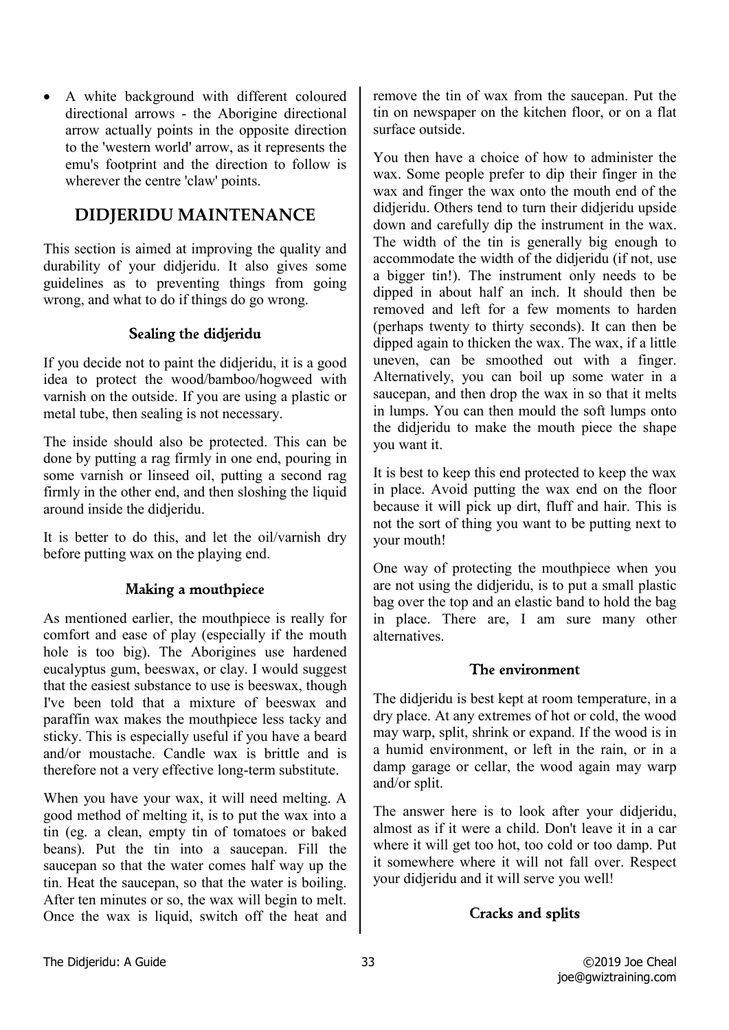- A white background with different coloured directional arrows - the Aborigine directional arrow actually points in the opposite direction to the 'western world' arrow, as it represents the emu's footprint and the direction to follow is wherever the centre 'claw' points.

## DIDJERIDU MAINTENANCE

This section is aimed at improving the quality and durability of your didjeridu. It also gives some guidelines as to preventing things from going wrong, and what to do if things do go wrong.

### Sealing the didjeridu

If you decide not to paint the didjeridu, it is a good idea to protect the wood/bamboo/hogweed with varnish on the outside. If you are using a plastic or metal tube, then sealing is not necessary.

The inside should also be protected. This can be done by putting a rag firmly in one end, pouring in some varnish or linseed oil, putting a second rag firmly in the other end, and then sloshing the liquid around inside the didjeridu.

It is better to do this, and let the oil/varnish dry before putting wax on the playing end.

### Making a mouthpiece

As mentioned earlier, the mouthpiece is really for comfort and ease of play (especially if the mouth hole is too big). The Aborigines use hardened eucalyptus gum, beeswax, or clay. I would suggest that the easiest substance to use is beeswax, though I've been told that a mixture of beeswax and paraffin wax makes the mouthpiece less tacky and sticky. This is especially useful if you have a beard and/or moustache. Candle wax is brittle and is therefore not a very effective long-term substitute.

When you have your wax, it will need melting. A good method of melting it, is to put the wax into a tin (eg. a clean, empty tin of tomatoes or baked beans). Put the tin into a saucepan. Fill the saucepan so that the water comes half way up the tin. Heat the saucepan, so that the water is boiling. After ten minutes or so, the wax will begin to melt. Once the wax is liquid, switch off the heat and remove the tin of wax from the saucepan. Put the tin on newspaper on the kitchen floor, or on a flat surface outside.

You then have a choice of how to administer the wax. Some people prefer to dip their finger in the wax and finger the wax onto the mouth end of the didjeridu. Others tend to turn their didjeridu upside down and carefully dip the instrument in the wax. The width of the tin is generally big enough to accommodate the width of the didjeridu (if not, use a bigger tin!). The instrument only needs to be dipped in about half an inch. It should then be removed and left for a few moments to harden (perhaps twenty to thirty seconds). It can then be dipped again to thicken the wax. The wax, if a little uneven, can be smoothed out with a finger. Alternatively, you can boil up some water in a saucepan, and then drop the wax in so that it melts in lumps. You can then mould the soft lumps onto the didjeridu to make the mouth piece the shape you want it.

It is best to keep this end protected to keep the wax in place. Avoid putting the wax end on the floor because it will pick up dirt, fluff and hair. This is not the sort of thing you want to be putting next to your mouth!

One way of protecting the mouthpiece when you are not using the didjeridu, is to put a small plastic bag over the top and an elastic band to hold the bag in place. There are, I am sure many other alternatives.

### The environment

The didjeridu is best kept at room temperature, in a dry place. At any extremes of hot or cold, the wood may warp, split, shrink or expand. If the wood is in a humid environment, or left in the rain, or in a damp garage or cellar, the wood again may warp and/or split.

The answer here is to look after your didjeridu, almost as if it were a child. Don't leave it in a car where it will get too hot, too cold or too damp. Put it somewhere where it will not fall over. Respect your didjeridu and it will serve you well!

### Cracks and splits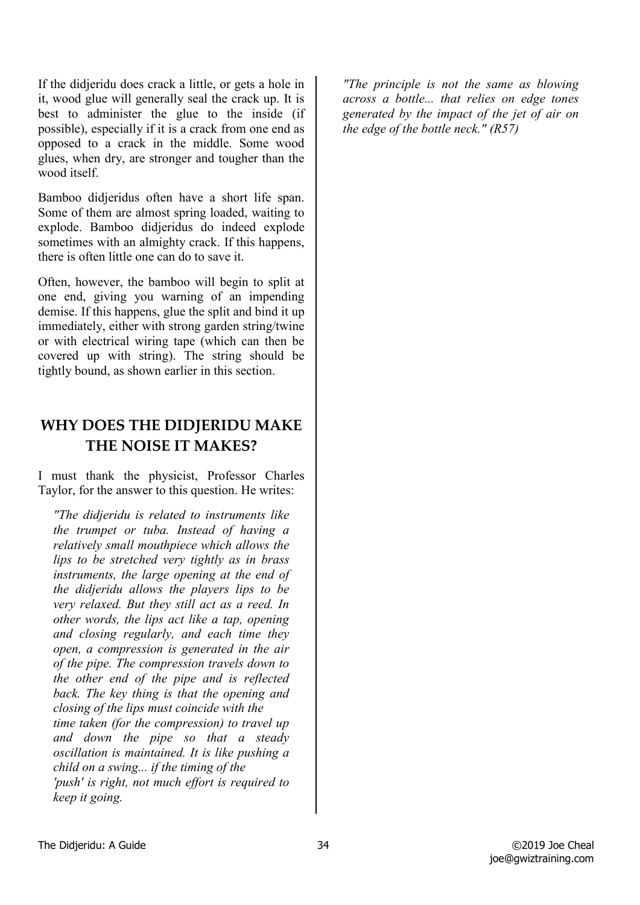If the didjeridu does crack a little, or gets a hole in it, wood glue will generally seal the crack up. It is best to administer the glue to the inside (if possible), especially if it is a crack from one end as opposed to a crack in the middle. Some wood glues, when dry, are stronger and tougher than the wood itself.

Bamboo didjeridus often have a short life span. Some of them are almost spring loaded, waiting to explode. Bamboo didjeridus do indeed explode sometimes with an almighty crack. If this happens, there is often little one can do to save it.

Often, however, the bamboo will begin to split at one end, giving you warning of an impending demise. If this happens, glue the split and bind it up immediately, either with strong garden string/twine or with electrical wiring tape (which can then be covered up with string). The string should be tightly bound, as shown earlier in this section.

## WHY DOES THE DIDJERIDU MAKE THE NOISE IT MAKES?

I must thank the physicist, Professor Charles Taylor, for the answer to this question. He writes:

> *"The didjeridu is related to instruments like the trumpet or tuba. Instead of having a relatively small mouthpiece which allows the lips to be stretched very tightly as in brass instruments, the large opening at the end of the didjeridu allows the players lips to be very relaxed. But they still act as a reed. In other words, the lips act like a tap, opening and closing regularly, and each time they open, a compression is generated in the air of the pipe. The compression travels down to the other end of the pipe and is reflected back. The key thing is that the opening and closing of the lips must coincide with the time taken (for the compression) to travel up and down the pipe so that a steady oscillation is maintained. It is like pushing a child on a swing... if the timing of the 'push' is right, not much effort is required to keep it going.*
>
> *"The principle is not the same as blowing across a bottle... that relies on edge tones generated by the impact of the jet of air on the edge of the bottle neck." (R57)*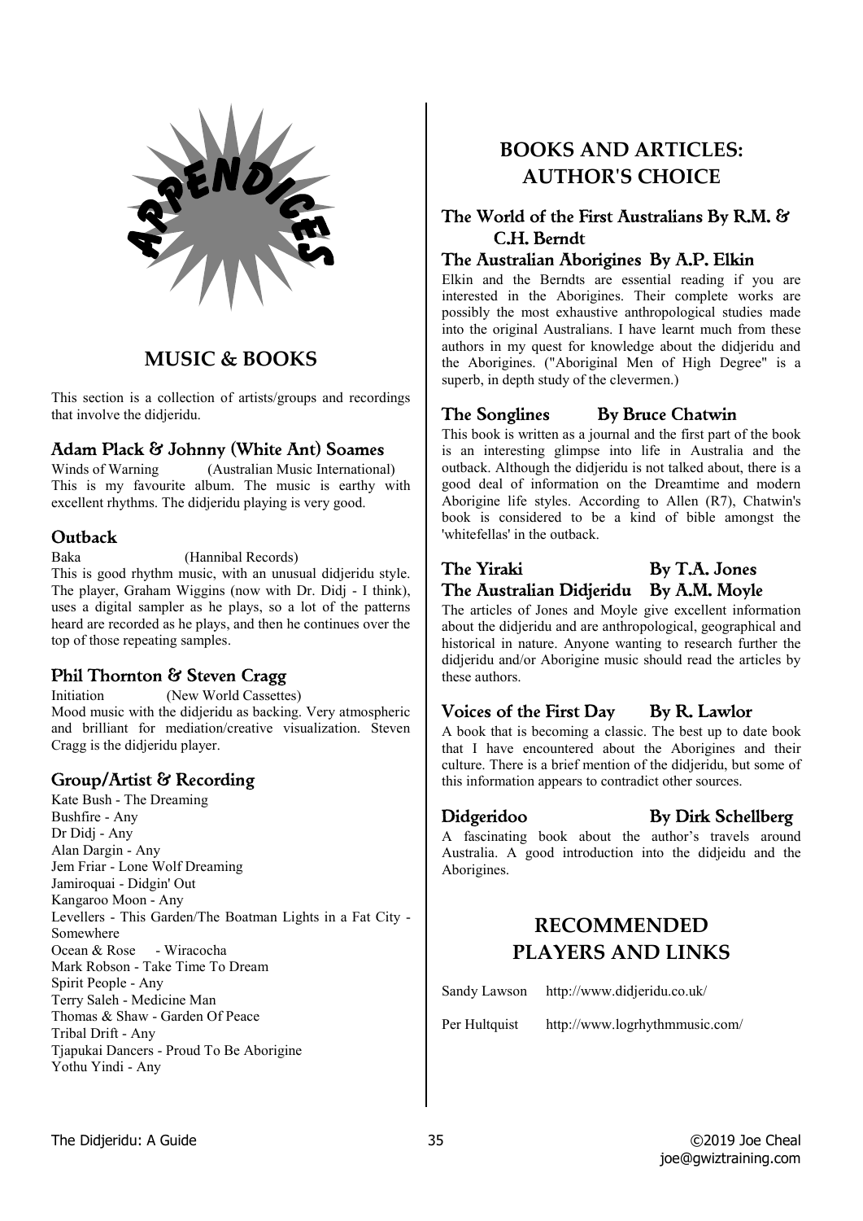# APPENDICES

## MUSIC & BOOKS

This section is a collection of artists/groups and recordings that involve the didjeridu.

### Adam Plack & Johnny (White Ant) Soames

Winds of Warning (Australian Music International)
This is my favourite album. The music is earthy with excellent rhythms. The didjeridu playing is very good.

### Outback

Baka (Hannibal Records)
This is good rhythm music, with an unusual didjeridu style. The player, Graham Wiggins (now with Dr. Didj - I think), uses a digital sampler as he plays, so a lot of the patterns heard are recorded as he plays, and then he continues over the top of those repeating samples.

### Phil Thornton & Steven Cragg

Initiation (New World Cassettes)
Mood music with the didjeridu as backing. Very atmospheric and brilliant for mediation/creative visualization. Steven Cragg is the didjeridu player.

### Group/Artist & Recording

Kate Bush - The Dreaming
Bushfire - Any
Dr Didj - Any
Alan Dargin - Any
Jem Friar - Lone Wolf Dreaming
Jamiroquai - Didgin' Out
Kangaroo Moon - Any
Levellers - This Garden/The Boatman Lights in a Fat City - Somewhere
Ocean & Rose - Wiracocha
Mark Robson - Take Time To Dream
Spirit People - Any
Terry Saleh - Medicine Man
Thomas & Shaw - Garden Of Peace
Tribal Drift - Any
Tjapukai Dancers - Proud To Be Aborigine
Yothu Yindi - Any

## BOOKS AND ARTICLES: AUTHOR'S CHOICE

### The World of the First Australians By R.M. & C.H. Berndt

### The Australian Aborigines By A.P. Elkin

Elkin and the Berndts are essential reading if you are interested in the Aborigines. Their complete works are possibly the most exhaustive anthropological studies made into the original Australians. I have learnt much from these authors in my quest for knowledge about the didjeridu and the Aborigines. ("Aboriginal Men of High Degree" is a superb, in depth study of the clevermen.)

### The Songlines By Bruce Chatwin

This book is written as a journal and the first part of the book is an interesting glimpse into life in Australia and the outback. Although the didjeridu is not talked about, there is a good deal of information on the Dreamtime and modern Aborigine life styles. According to Allen (R7), Chatwin's book is considered to be a kind of bible amongst the 'whitefellas' in the outback.

### The Yiraki By T.A. Jones

### The Australian Didjeridu By A.M. Moyle

The articles of Jones and Moyle give excellent information about the didjeridu and are anthropological, geographical and historical in nature. Anyone wanting to research further the didjeridu and/or Aborigine music should read the articles by these authors.

### Voices of the First Day By R. Lawlor

A book that is becoming a classic. The best up to date book that I have encountered about the Aborigines and their culture. There is a brief mention of the didjeridu, but some of this information appears to contradict other sources.

### Didgeridoo By Dirk Schellberg

A fascinating book about the author's travels around Australia. A good introduction into the didjeidu and the Aborigines.

## RECOMMENDED PLAYERS AND LINKS

Sandy Lawson http://www.didjeridu.co.uk/

Per Hultquist http://www.logrhythmmusic.com/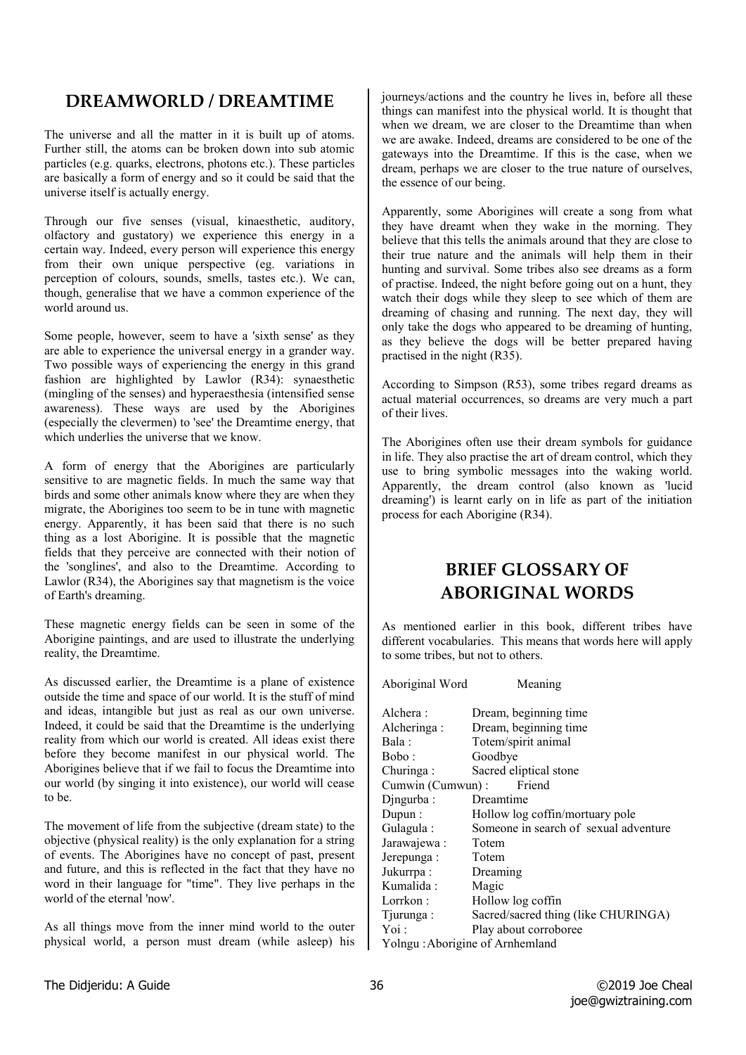## DREAMWORLD / DREAMTIME

The universe and all the matter in it is built up of atoms. Further still, the atoms can be broken down into sub atomic particles (e.g. quarks, electrons, photons etc.). These particles are basically a form of energy and so it could be said that the universe itself is actually energy.

Through our five senses (visual, kinaesthetic, auditory, olfactory and gustatory) we experience this energy in a certain way. Indeed, every person will experience this energy from their own unique perspective (eg. variations in perception of colours, sounds, smells, tastes etc.). We can, though, generalise that we have a common experience of the world around us.

Some people, however, seem to have a 'sixth sense' as they are able to experience the universal energy in a grander way. Two possible ways of experiencing the energy in this grand fashion are highlighted by Lawlor (R34): synaesthetic (mingling of the senses) and hyperaesthesia (intensified sense awareness). These ways are used by the Aborigines (especially the clevermen) to 'see' the Dreamtime energy, that which underlies the universe that we know.

A form of energy that the Aborigines are particularly sensitive to are magnetic fields. In much the same way that birds and some other animals know where they are when they migrate, the Aborigines too seem to be in tune with magnetic energy. Apparently, it has been said that there is no such thing as a lost Aborigine. It is possible that the magnetic fields that they perceive are connected with their notion of the 'songlines', and also to the Dreamtime. According to Lawlor (R34), the Aborigines say that magnetism is the voice of Earth's dreaming.

These magnetic energy fields can be seen in some of the Aborigine paintings, and are used to illustrate the underlying reality, the Dreamtime.

As discussed earlier, the Dreamtime is a plane of existence outside the time and space of our world. It is the stuff of mind and ideas, intangible but just as real as our own universe. Indeed, it could be said that the Dreamtime is the underlying reality from which our world is created. All ideas exist there before they become manifest in our physical world. The Aborigines believe that if we fail to focus the Dreamtime into our world (by singing it into existence), our world will cease to be.

The movement of life from the subjective (dream state) to the objective (physical reality) is the only explanation for a string of events. The Aborigines have no concept of past, present and future, and this is reflected in the fact that they have no word in their language for "time". They live perhaps in the world of the eternal 'now'.

As all things move from the inner mind world to the outer physical world, a person must dream (while asleep) his journeys/actions and the country he lives in, before all these things can manifest into the physical world. It is thought that when we dream, we are closer to the Dreamtime than when we are awake. Indeed, dreams are considered to be one of the gateways into the Dreamtime. If this is the case, when we dream, perhaps we are closer to the true nature of ourselves, the essence of our being.

Apparently, some Aborigines will create a song from what they have dreamt when they wake in the morning. They believe that this tells the animals around that they are close to their true nature and the animals will help them in their hunting and survival. Some tribes also see dreams as a form of practise. Indeed, the night before going out on a hunt, they watch their dogs while they sleep to see which of them are dreaming of chasing and running. The next day, they will only take the dogs who appeared to be dreaming of hunting, as they believe the dogs will be better prepared having practised in the night (R35).

According to Simpson (R53), some tribes regard dreams as actual material occurrences, so dreams are very much a part of their lives.

The Aborigines often use their dream symbols for guidance in life. They also practise the art of dream control, which they use to bring symbolic messages into the waking world. Apparently, the dream control (also known as 'lucid dreaming') is learnt early on in life as part of the initiation process for each Aborigine (R34).

## BRIEF GLOSSARY OF ABORIGINAL WORDS

As mentioned earlier in this book, different tribes have different vocabularies. This means that words here will apply to some tribes, but not to others.

| Aboriginal Word | Meaning |
|---|---|
| Alchera : | Dream, beginning time |
| Alcheringa : | Dream, beginning time |
| Bala : | Totem/spirit animal |
| Bobo : | Goodbye |
| Churinga : | Sacred elliptical stone |
| Cumwin (Cumwun) : | Friend |
| Djngurba : | Dreamtime |
| Dupun : | Hollow log coffin/mortuary pole |
| Gulagula : | Someone in search of sexual adventure |
| Jarawajewa : | Totem |
| Jerepunga : | Totem |
| Jukurrpa : | Dreaming |
| Kumalida : | Magic |
| Lorrkon : | Hollow log coffin |
| Tjurunga : | Sacred/sacred thing (like CHURINGA) |
| Yoi : | Play about corroboree |
| Yolngu : | Aborigine of Arnhemland |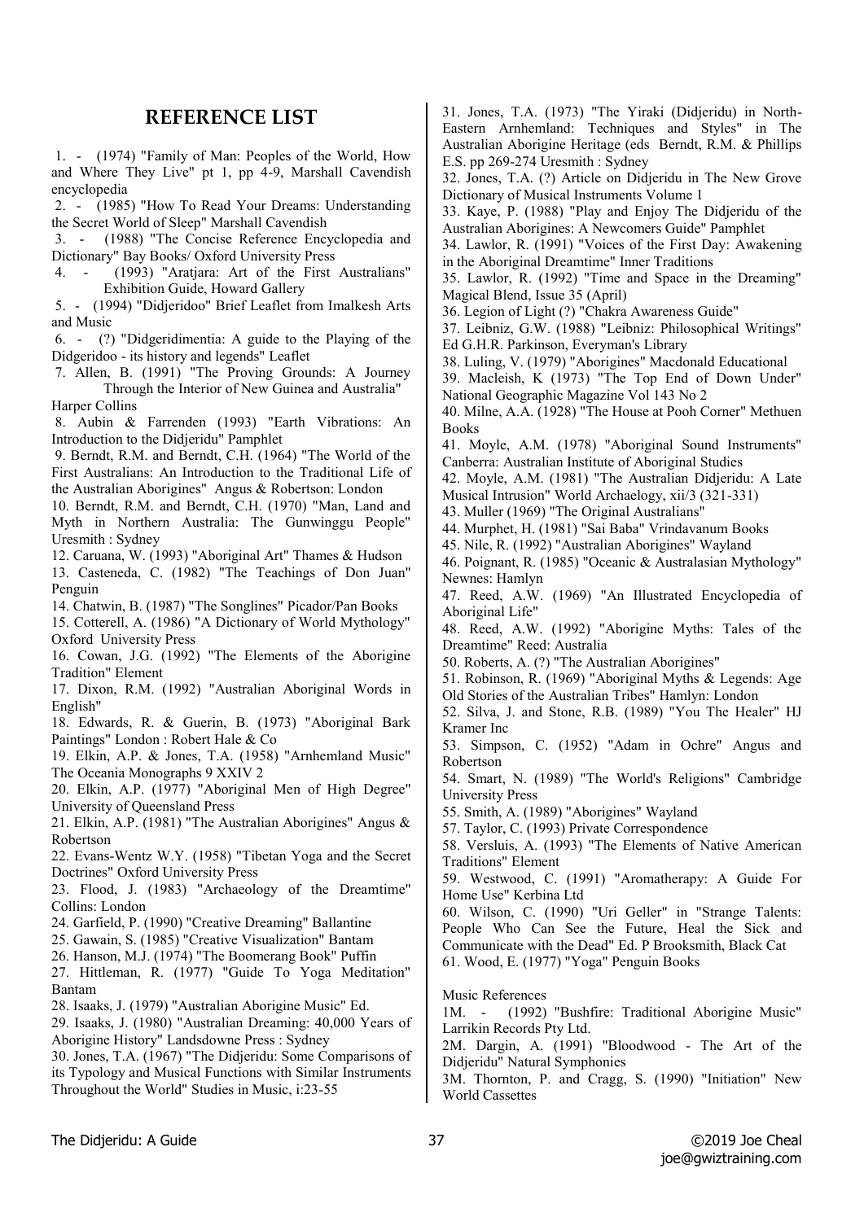# REFERENCE LIST

1. - (1974) "Family of Man: Peoples of the World, How and Where They Live" pt 1, pp 4-9, Marshall Cavendish encyclopedia
2. - (1985) "How To Read Your Dreams: Understanding the Secret World of Sleep" Marshall Cavendish
3. - (1988) "The Concise Reference Encyclopedia and Dictionary" Bay Books/ Oxford University Press
4. - (1993) "Aratjara: Art of the First Australians" Exhibition Guide, Howard Gallery
5. - (1994) "Didjeridoo" Brief Leaflet from Imalkesh Arts and Music
6. - (?) "Didgeridimentia: A guide to the Playing of the Didgeridoo - its history and legends" Leaflet
7. Allen, B. (1991) "The Proving Grounds: A Journey Through the Interior of New Guinea and Australia" Harper Collins
8. Aubin & Farrenden (1993) "Earth Vibrations: An Introduction to the Didjeridu" Pamphlet
9. Berndt, R.M. and Berndt, C.H. (1964) "The World of the First Australians: An Introduction to the Traditional Life of the Australian Aborigines" Angus & Robertson: London
10. Berndt, R.M. and Berndt, C.H. (1970) "Man, Land and Myth in Northern Australia: The Gunwinggu People" Uresmith : Sydney
12. Caruana, W. (1993) "Aboriginal Art" Thames & Hudson
13. Casteneda, C. (1982) "The Teachings of Don Juan" Penguin
14. Chatwin, B. (1987) "The Songlines" Picador/Pan Books
15. Cotterell, A. (1986) "A Dictionary of World Mythology" Oxford University Press
16. Cowan, J.G. (1992) "The Elements of the Aborigine Tradition" Element
17. Dixon, R.M. (1992) "Australian Aboriginal Words in English"
18. Edwards, R. & Guerin, B. (1973) "Aboriginal Bark Paintings" London : Robert Hale & Co
19. Elkin, A.P. & Jones, T.A. (1958) "Arnhemland Music" The Oceania Monographs 9 XXIV 2
20. Elkin, A.P. (1977) "Aboriginal Men of High Degree" University of Queensland Press
21. Elkin, A.P. (1981) "The Australian Aborigines" Angus & Robertson
22. Evans-Wentz W.Y. (1958) "Tibetan Yoga and the Secret Doctrines" Oxford University Press
23. Flood, J. (1983) "Archaeology of the Dreamtime" Collins: London
24. Garfield, P. (1990) "Creative Dreaming" Ballantine
25. Gawain, S. (1985) "Creative Visualization" Bantam
26. Hanson, M.J. (1974) "The Boomerang Book" Puffin
27. Hittleman, R. (1977) "Guide To Yoga Meditation" Bantam
28. Isaaks, J. (1979) "Australian Aborigine Music" Ed.
29. Isaaks, J. (1980) "Australian Dreaming: 40,000 Years of Aborigine History" Landsdowne Press : Sydney
30. Jones, T.A. (1967) "The Didjeridu: Some Comparisons of its Typology and Musical Functions with Similar Instruments Throughout the World" Studies in Music, i:23-55
31. Jones, T.A. (1973) "The Yiraki (Didjeridu) in North-Eastern Arnhemland: Techniques and Styles" in The Australian Aborigine Heritage (eds Berndt, R.M. & Phillips E.S. pp 269-274 Uresmith : Sydney
32. Jones, T.A. (?) Article on Didjeridu in The New Grove Dictionary of Musical Instruments Volume 1
33. Kaye, P. (1988) "Play and Enjoy The Didjeridu of the Australian Aborigines: A Newcomers Guide" Pamphlet
34. Lawlor, R. (1991) "Voices of the First Day: Awakening in the Aboriginal Dreamtime" Inner Traditions
35. Lawlor, R. (1992) "Time and Space in the Dreaming" Magical Blend, Issue 35 (April)
36. Legion of Light (?) "Chakra Awareness Guide"
37. Leibniz, G.W. (1988) "Leibniz: Philosophical Writings" Ed G.H.R. Parkinson, Everyman's Library
38. Luling, V. (1979) "Aborigines" Macdonald Educational
39. Macleish, K (1973) "The Top End of Down Under" National Geographic Magazine Vol 143 No 2
40. Milne, A.A. (1928) "The House at Pooh Corner" Methuen Books
41. Moyle, A.M. (1978) "Aboriginal Sound Instruments" Canberra: Australian Institute of Aboriginal Studies
42. Moyle, A.M. (1981) "The Australian Didjeridu: A Late Musical Intrusion" World Archaelogy, xii/3 (321-331)
43. Muller (1969) "The Original Australians"
44. Murphet, H. (1981) "Sai Baba" Vrindavanum Books
45. Nile, R. (1992) "Australian Aborigines" Wayland
46. Poignant, R. (1985) "Oceanic & Australasian Mythology" Newnes: Hamlyn
47. Reed, A.W. (1969) "An Illustrated Encyclopedia of Aboriginal Life"
48. Reed, A.W. (1992) "Aborigine Myths: Tales of the Dreamtime" Reed: Australia
50. Roberts, A. (?) "The Australian Aborigines"
51. Robinson, R. (1969) "Aboriginal Myths & Legends: Age Old Stories of the Australian Tribes" Hamlyn: London
52. Silva, J. and Stone, R.B. (1989) "You The Healer" HJ Kramer Inc
53. Simpson, C. (1952) "Adam in Ochre" Angus and Robertson
54. Smart, N. (1989) "The World's Religions" Cambridge University Press
55. Smith, A. (1989) "Aborigines" Wayland
57. Taylor, C. (1993) Private Correspondence
58. Versluis, A. (1993) "The Elements of Native American Traditions" Element
59. Westwood, C. (1991) "Aromatherapy: A Guide For Home Use" Kerbina Ltd
60. Wilson, C. (1990) "Uri Geller" in "Strange Talents: People Who Can See the Future, Heal the Sick and Communicate with the Dead" Ed. P Brooksmith, Black Cat
61. Wood, E. (1977) "Yoga" Penguin Books

Music References

1M. - (1992) "Bushfire: Traditional Aborigine Music" Larrikin Records Pty Ltd.

2M. Dargin, A. (1991) "Bloodwood - The Art of the Didjeridu" Natural Symphonies

3M. Thornton, P. and Cragg, S. (1990) "Initiation" New World Cassettes